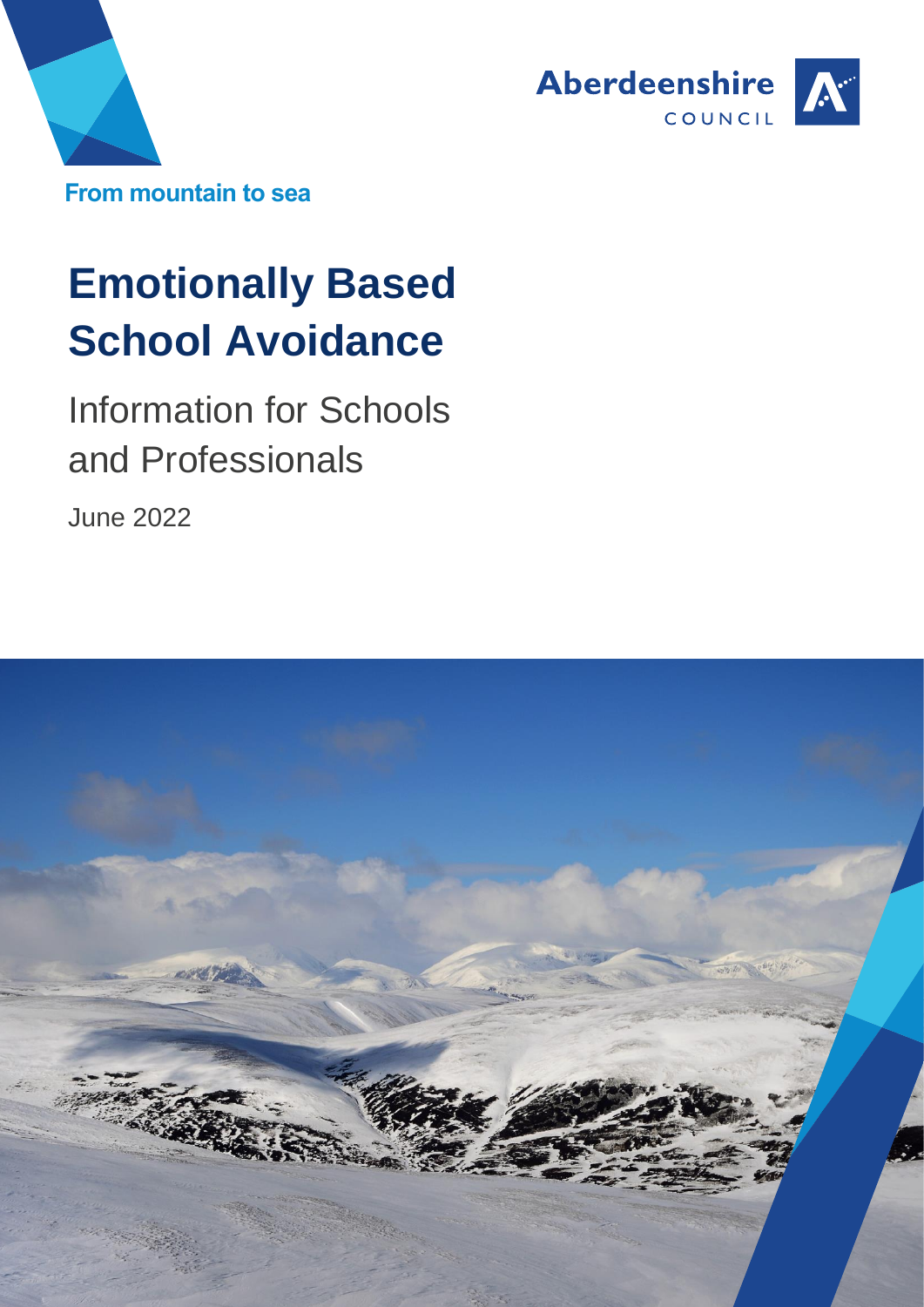Aberdeenshire COUNCIL

From mountain to sea

# Emotionally Based School Avoidance

## Information for Schools and Professionals

June 2022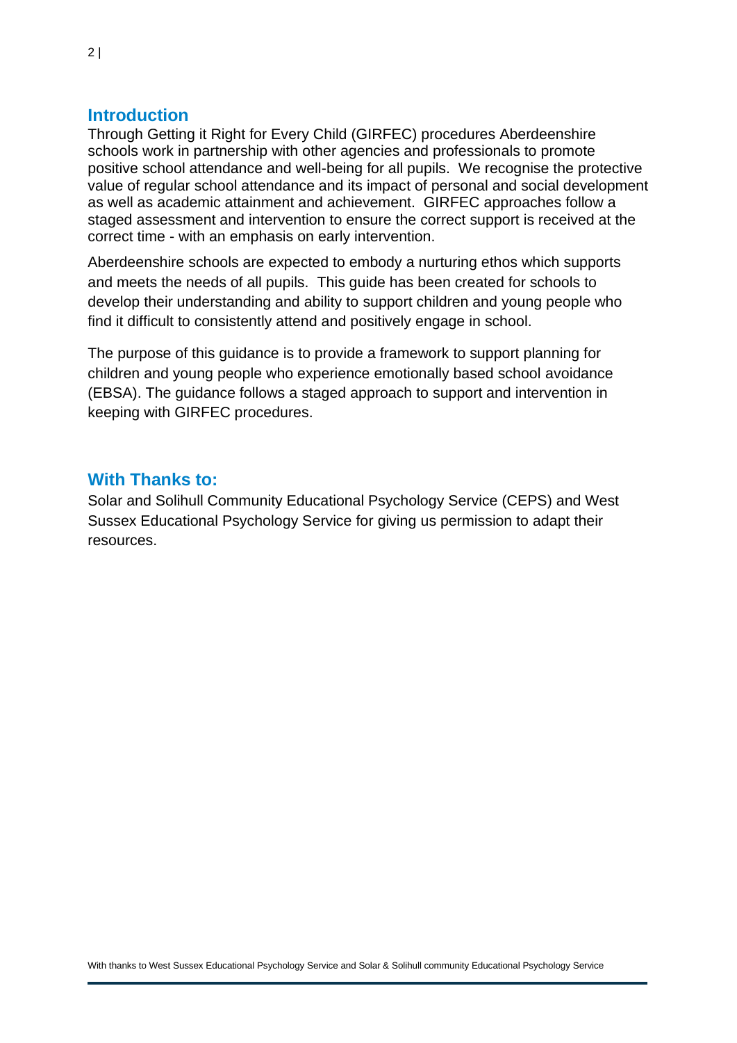## Introduction

Through Getting it Right for Every Child (GIRFEC) procedures Aberdeenshire schools work in partnership with other agencies and professionals to promote positive school attendance and well-being for all pupils. We recognise the protective value of regular school attendance and its impact of personal and social development as well as academic attainment and achievement. GIRFEC approaches follow a staged assessment and intervention to ensure the correct support is received at the correct time - with an emphasis on early intervention.

Aberdeenshire schools are expected to embody a nurturing ethos which supports and meets the needs of all pupils. This guide has been created for schools to develop their understanding and ability to support children and young people who find it difficult to consistently attend and positively engage in school.

The purpose of this guidance is to provide a framework to support planning for children and young people who experience emotionally based school avoidance (EBSA). The guidance follows a staged approach to support and intervention in keeping with GIRFEC procedures.

## With Thanks to:

Solar and Solihull Community Educational Psychology Service (CEPS) and West Sussex Educational Psychology Service for giving us permission to adapt their resources.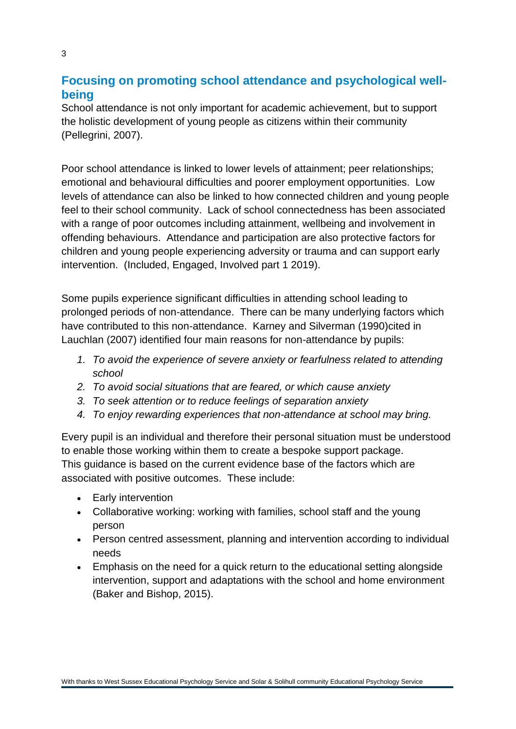## Focusing on promoting school attendance and psychological well-being

School attendance is not only important for academic achievement, but to support the holistic development of young people as citizens within their community (Pellegrini, 2007).

Poor school attendance is linked to lower levels of attainment; peer relationships; emotional and behavioural difficulties and poorer employment opportunities. Low levels of attendance can also be linked to how connected children and young people feel to their school community. Lack of school connectedness has been associated with a range of poor outcomes including attainment, wellbeing and involvement in offending behaviours. Attendance and participation are also protective factors for children and young people experiencing adversity or trauma and can support early intervention. (Included, Engaged, Involved part 1 2019).

Some pupils experience significant difficulties in attending school leading to prolonged periods of non-attendance. There can be many underlying factors which have contributed to this non-attendance. Karney and Silverman (1990)cited in Lauchlan (2007) identified four main reasons for non-attendance by pupils:

1. *To avoid the experience of severe anxiety or fearfulness related to attending school*
2. *To avoid social situations that are feared, or which cause anxiety*
3. *To seek attention or to reduce feelings of separation anxiety*
4. *To enjoy rewarding experiences that non-attendance at school may bring.*

Every pupil is an individual and therefore their personal situation must be understood to enable those working within them to create a bespoke support package.
This guidance is based on the current evidence base of the factors which are associated with positive outcomes. These include:

- Early intervention
- Collaborative working: working with families, school staff and the young person
- Person centred assessment, planning and intervention according to individual needs
- Emphasis on the need for a quick return to the educational setting alongside intervention, support and adaptations with the school and home environment (Baker and Bishop, 2015).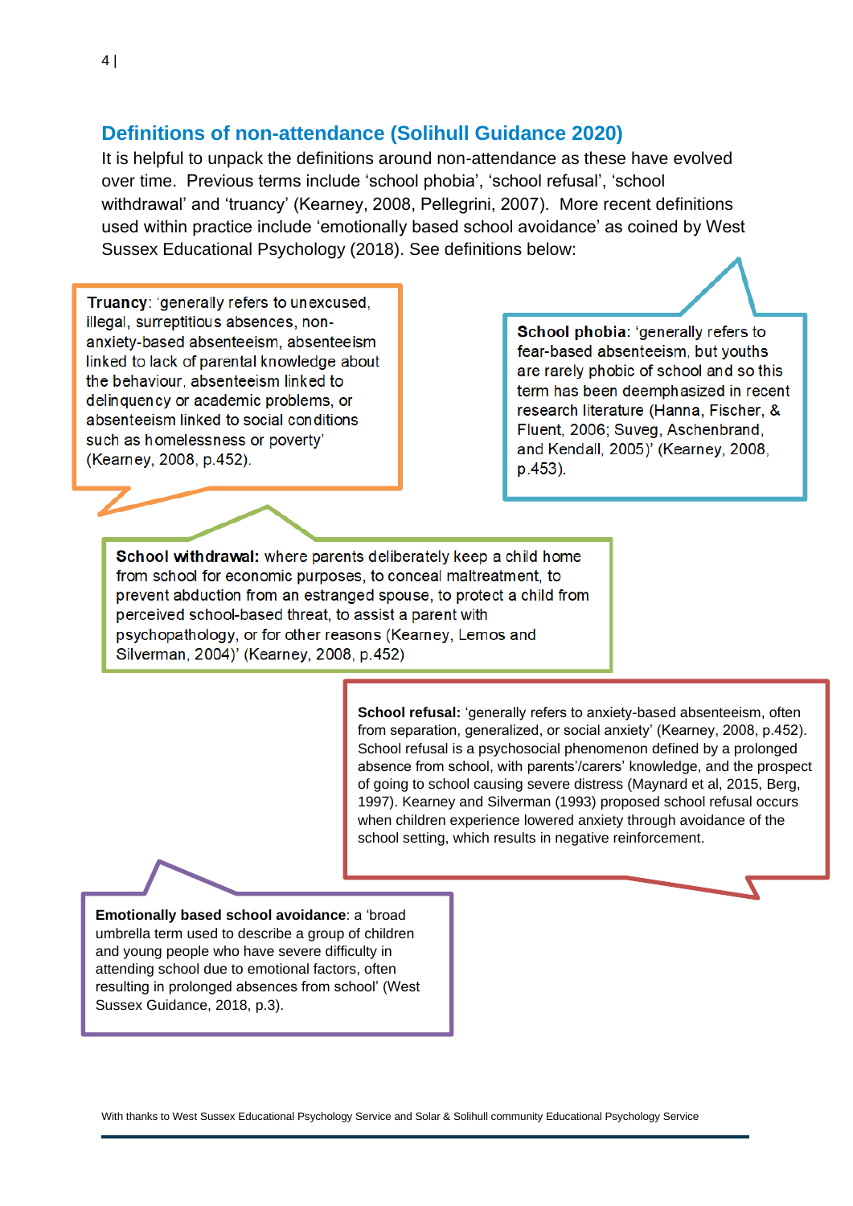## Definitions of non-attendance (Solihull Guidance 2020)

It is helpful to unpack the definitions around non-attendance as these have evolved over time. Previous terms include 'school phobia', 'school refusal', 'school withdrawal' and 'truancy' (Kearney, 2008, Pellegrini, 2007). More recent definitions used within practice include 'emotionally based school avoidance' as coined by West Sussex Educational Psychology (2018). See definitions below:

**Truancy**: 'generally refers to unexcused, illegal, surreptitious absences, non-anxiety-based absenteeism, absenteeism linked to lack of parental knowledge about the behaviour, absenteeism linked to delinquency or academic problems, or absenteeism linked to social conditions such as homelessness or poverty' (Kearney, 2008, p.452).

**School phobia**: 'generally refers to fear-based absenteeism, but youths are rarely phobic of school and so this term has been deemphasized in recent research literature (Hanna, Fischer, & Fluent, 2006; Suveg, Aschenbrand, and Kendall, 2005)' (Kearney, 2008, p.453).

**School withdrawal:** where parents deliberately keep a child home from school for economic purposes, to conceal maltreatment, to prevent abduction from an estranged spouse, to protect a child from perceived school-based threat, to assist a parent with psychopathology, or for other reasons (Kearney, Lemos and Silverman, 2004)' (Kearney, 2008, p.452)

**School refusal:** 'generally refers to anxiety-based absenteeism, often from separation, generalized, or social anxiety' (Kearney, 2008, p.452). School refusal is a psychosocial phenomenon defined by a prolonged absence from school, with parents'/carers' knowledge, and the prospect of going to school causing severe distress (Maynard et al, 2015, Berg, 1997). Kearney and Silverman (1993) proposed school refusal occurs when children experience lowered anxiety through avoidance of the school setting, which results in negative reinforcement.

**Emotionally based school avoidance**: a 'broad umbrella term used to describe a group of children and young people who have severe difficulty in attending school due to emotional factors, often resulting in prolonged absences from school' (West Sussex Guidance, 2018, p.3).

With thanks to West Sussex Educational Psychology Service and Solar & Solihull community Educational Psychology Service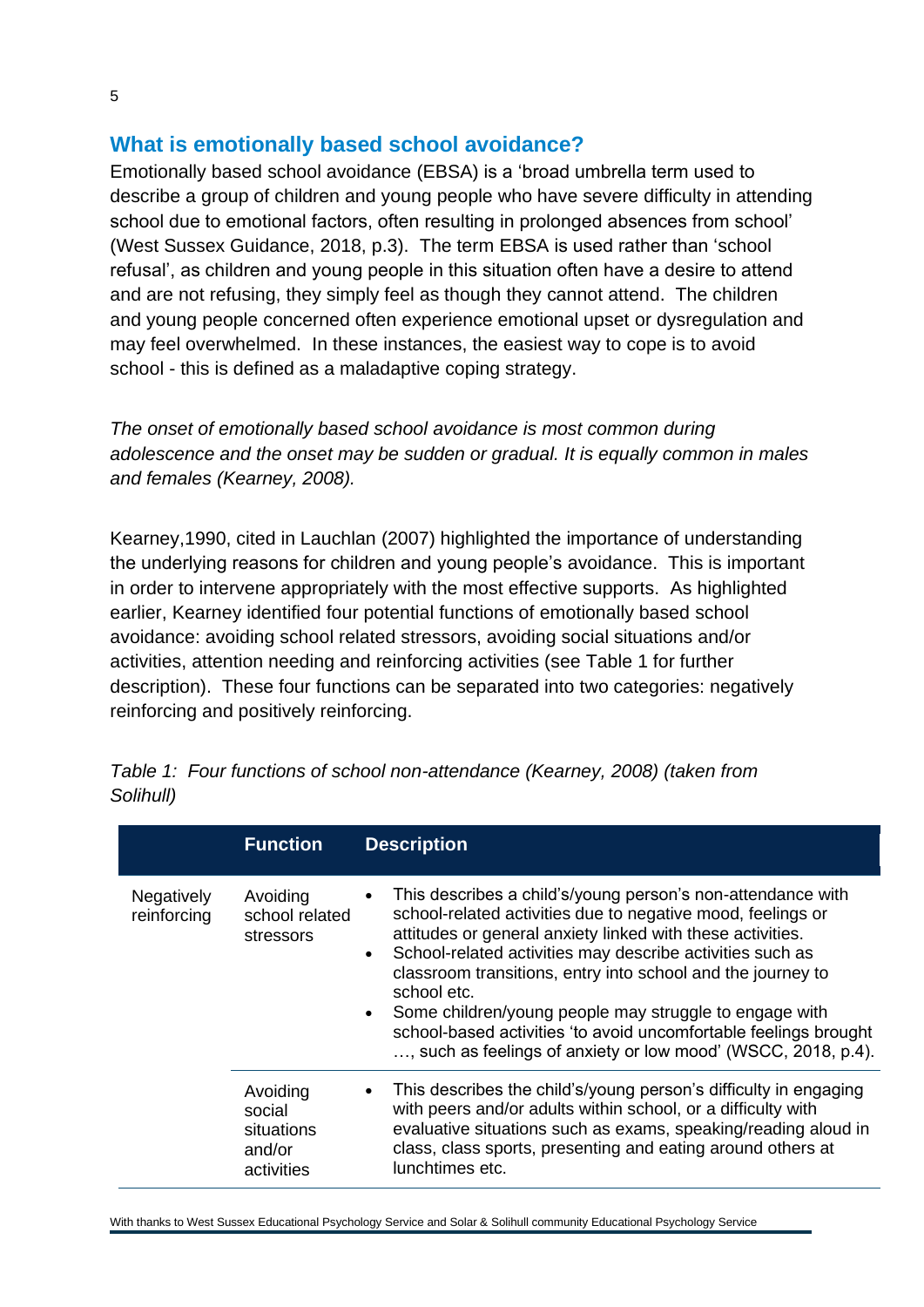## What is emotionally based school avoidance?

Emotionally based school avoidance (EBSA) is a 'broad umbrella term used to describe a group of children and young people who have severe difficulty in attending school due to emotional factors, often resulting in prolonged absences from school' (West Sussex Guidance, 2018, p.3). The term EBSA is used rather than 'school refusal', as children and young people in this situation often have a desire to attend and are not refusing, they simply feel as though they cannot attend. The children and young people concerned often experience emotional upset or dysregulation and may feel overwhelmed. In these instances, the easiest way to cope is to avoid school - this is defined as a maladaptive coping strategy.

*The onset of emotionally based school avoidance is most common during adolescence and the onset may be sudden or gradual. It is equally common in males and females (Kearney, 2008).*

Kearney,1990, cited in Lauchlan (2007) highlighted the importance of understanding the underlying reasons for children and young people's avoidance. This is important in order to intervene appropriately with the most effective supports. As highlighted earlier, Kearney identified four potential functions of emotionally based school avoidance: avoiding school related stressors, avoiding social situations and/or activities, attention needing and reinforcing activities (see Table 1 for further description). These four functions can be separated into two categories: negatively reinforcing and positively reinforcing.

*Table 1: Four functions of school non-attendance (Kearney, 2008) (taken from Solihull)*

| | Function | Description |
|---|---|---|
| Negatively reinforcing | Avoiding school related stressors | • This describes a child's/young person's non-attendance with school-related activities due to negative mood, feelings or attitudes or general anxiety linked with these activities.<br>• School-related activities may describe activities such as classroom transitions, entry into school and the journey to school etc.<br>• Some children/young people may struggle to engage with school-based activities 'to avoid uncomfortable feelings brought …, such as feelings of anxiety or low mood' (WSCC, 2018, p.4). |
| | Avoiding social situations and/or activities | • This describes the child's/young person's difficulty in engaging with peers and/or adults within school, or a difficulty with evaluative situations such as exams, speaking/reading aloud in class, class sports, presenting and eating around others at lunchtimes etc. |

With thanks to West Sussex Educational Psychology Service and Solar & Solihull community Educational Psychology Service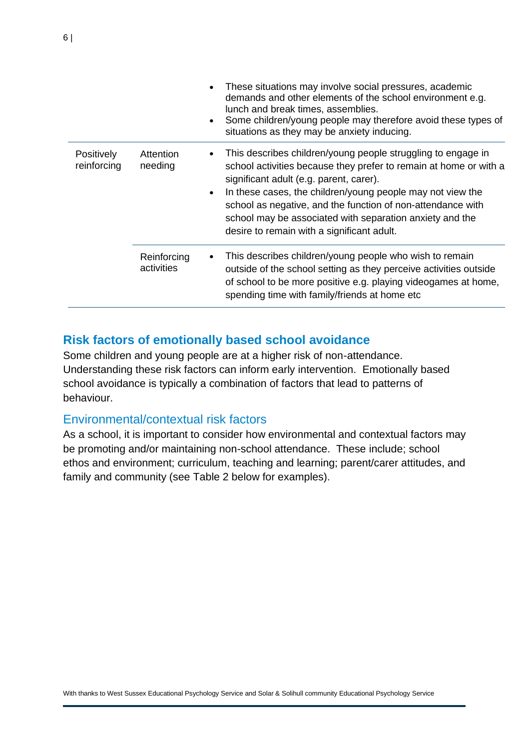| | | |
|---|---|---|
| | | • These situations may involve social pressures, academic demands and other elements of the school environment e.g. lunch and break times, assemblies.<br>• Some children/young people may therefore avoid these types of situations as they may be anxiety inducing. |
| Positively reinforcing | Attention needing | • This describes children/young people struggling to engage in school activities because they prefer to remain at home or with a significant adult (e.g. parent, carer).<br>• In these cases, the children/young people may not view the school as negative, and the function of non-attendance with school may be associated with separation anxiety and the desire to remain with a significant adult. |
| | Reinforcing activities | • This describes children/young people who wish to remain outside of the school setting as they perceive activities outside of school to be more positive e.g. playing videogames at home, spending time with family/friends at home etc |

## Risk factors of emotionally based school avoidance

Some children and young people are at a higher risk of non-attendance. Understanding these risk factors can inform early intervention. Emotionally based school avoidance is typically a combination of factors that lead to patterns of behaviour.

### Environmental/contextual risk factors

As a school, it is important to consider how environmental and contextual factors may be promoting and/or maintaining non-school attendance. These include; school ethos and environment; curriculum, teaching and learning; parent/carer attitudes, and family and community (see Table 2 below for examples).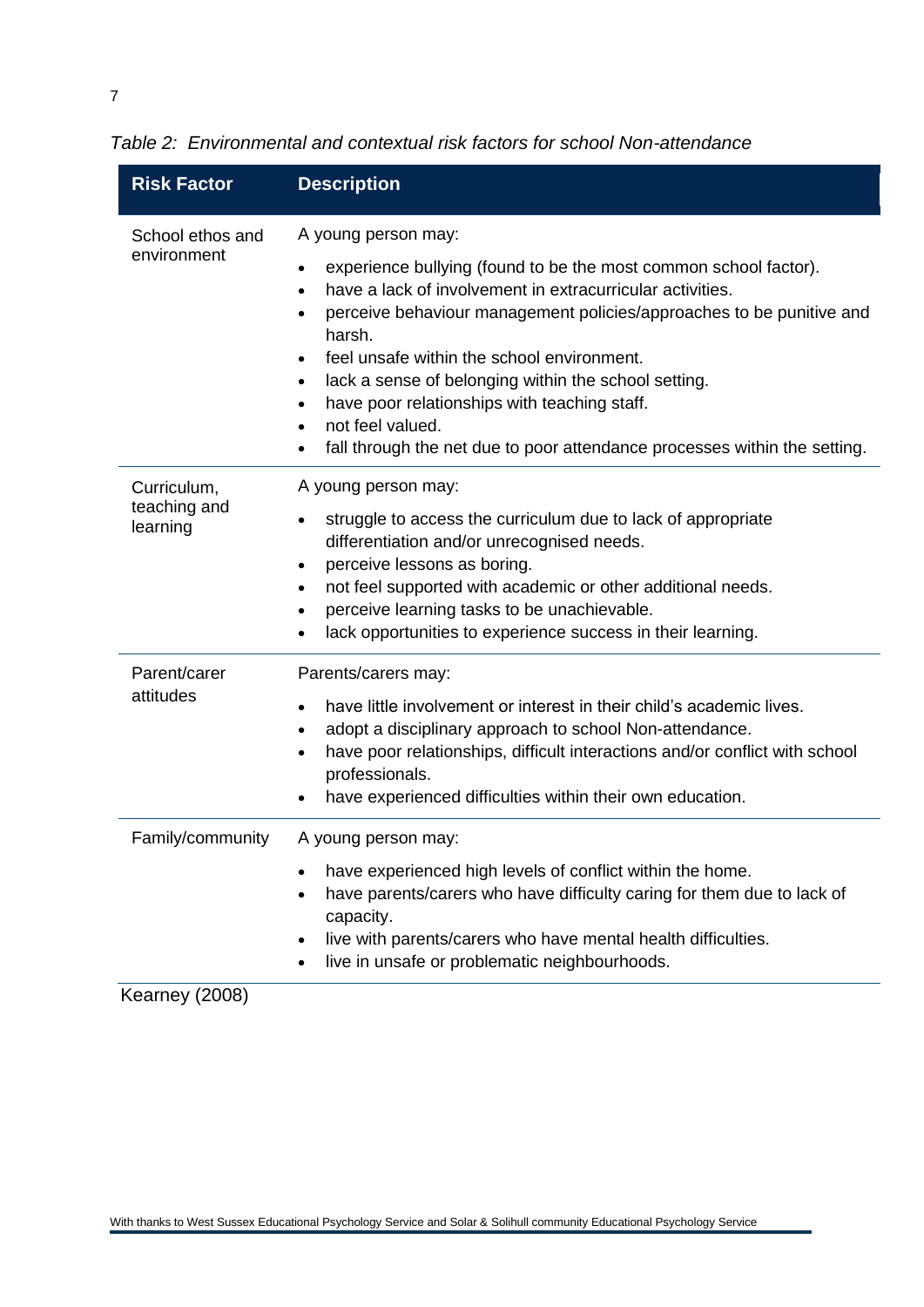*Table 2: Environmental and contextual risk factors for school Non-attendance*

| Risk Factor | Description |
|---|---|
| School ethos and environment | A young person may:<br>• experience bullying (found to be the most common school factor).<br>• have a lack of involvement in extracurricular activities.<br>• perceive behaviour management policies/approaches to be punitive and harsh.<br>• feel unsafe within the school environment.<br>• lack a sense of belonging within the school setting.<br>• have poor relationships with teaching staff.<br>• not feel valued.<br>• fall through the net due to poor attendance processes within the setting. |
| Curriculum, teaching and learning | A young person may:<br>• struggle to access the curriculum due to lack of appropriate differentiation and/or unrecognised needs.<br>• perceive lessons as boring.<br>• not feel supported with academic or other additional needs.<br>• perceive learning tasks to be unachievable.<br>• lack opportunities to experience success in their learning. |
| Parent/carer attitudes | Parents/carers may:<br>• have little involvement or interest in their child's academic lives.<br>• adopt a disciplinary approach to school Non-attendance.<br>• have poor relationships, difficult interactions and/or conflict with school professionals.<br>• have experienced difficulties within their own education. |
| Family/community | A young person may:<br>• have experienced high levels of conflict within the home.<br>• have parents/carers who have difficulty caring for them due to lack of capacity.<br>• live with parents/carers who have mental health difficulties.<br>• live in unsafe or problematic neighbourhoods. |

Kearney (2008)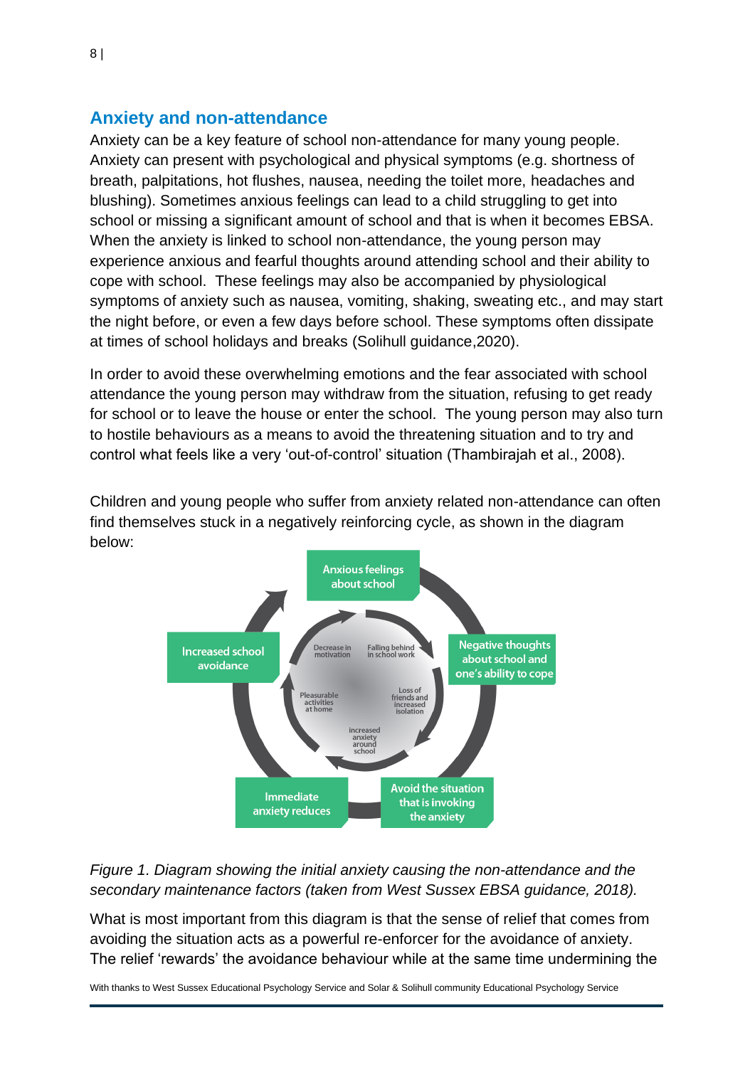## Anxiety and non-attendance

Anxiety can be a key feature of school non-attendance for many young people. Anxiety can present with psychological and physical symptoms (e.g. shortness of breath, palpitations, hot flushes, nausea, needing the toilet more, headaches and blushing). Sometimes anxious feelings can lead to a child struggling to get into school or missing a significant amount of school and that is when it becomes EBSA. When the anxiety is linked to school non-attendance, the young person may experience anxious and fearful thoughts around attending school and their ability to cope with school. These feelings may also be accompanied by physiological symptoms of anxiety such as nausea, vomiting, shaking, sweating etc., and may start the night before, or even a few days before school. These symptoms often dissipate at times of school holidays and breaks (Solihull guidance,2020).

In order to avoid these overwhelming emotions and the fear associated with school attendance the young person may withdraw from the situation, refusing to get ready for school or to leave the house or enter the school. The young person may also turn to hostile behaviours as a means to avoid the threatening situation and to try and control what feels like a very 'out-of-control' situation (Thambirajah et al., 2008).

Children and young people who suffer from anxiety related non-attendance can often find themselves stuck in a negatively reinforcing cycle, as shown in the diagram below:

Anxious feelings about school → Negative thoughts about school and one's ability to cope → Avoid the situation that is invoking the anxiety → Immediate anxiety reduces → Increased school avoidance

Inner cycle: Decrease in motivation → Falling behind in school work → Loss of friends and increased isolation → increased anxiety around school → Pleasurable activities at home

*Figure 1. Diagram showing the initial anxiety causing the non-attendance and the secondary maintenance factors (taken from West Sussex EBSA guidance, 2018).*

What is most important from this diagram is that the sense of relief that comes from avoiding the situation acts as a powerful re-enforcer for the avoidance of anxiety. The relief 'rewards' the avoidance behaviour while at the same time undermining the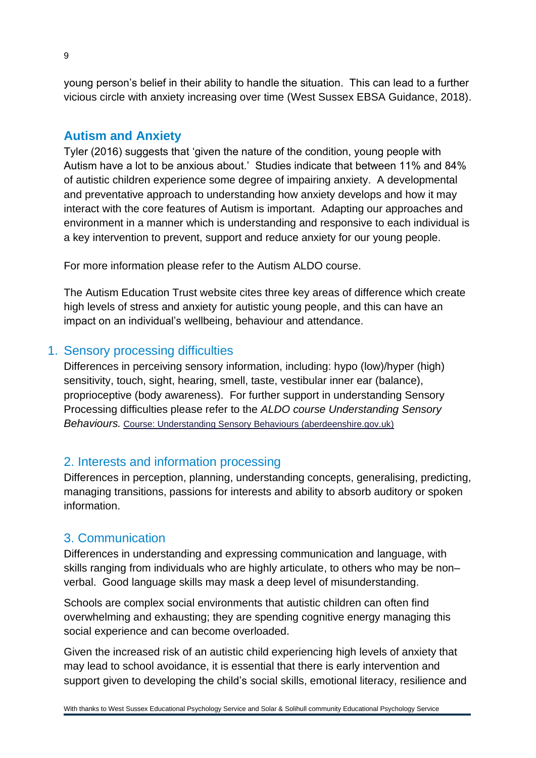young person's belief in their ability to handle the situation. This can lead to a further vicious circle with anxiety increasing over time (West Sussex EBSA Guidance, 2018).

## Autism and Anxiety

Tyler (2016) suggests that 'given the nature of the condition, young people with Autism have a lot to be anxious about.' Studies indicate that between 11% and 84% of autistic children experience some degree of impairing anxiety. A developmental and preventative approach to understanding how anxiety develops and how it may interact with the core features of Autism is important. Adapting our approaches and environment in a manner which is understanding and responsive to each individual is a key intervention to prevent, support and reduce anxiety for our young people.

For more information please refer to the Autism ALDO course.

The Autism Education Trust website cites three key areas of difference which create high levels of stress and anxiety for autistic young people, and this can have an impact on an individual's wellbeing, behaviour and attendance.

### 1. Sensory processing difficulties

Differences in perceiving sensory information, including: hypo (low)/hyper (high) sensitivity, touch, sight, hearing, smell, taste, vestibular inner ear (balance), proprioceptive (body awareness). For further support in understanding Sensory Processing difficulties please refer to the *ALDO course Understanding Sensory Behaviours.* Course: Understanding Sensory Behaviours (aberdeenshire.gov.uk)

### 2. Interests and information processing

Differences in perception, planning, understanding concepts, generalising, predicting, managing transitions, passions for interests and ability to absorb auditory or spoken information.

### 3. Communication

Differences in understanding and expressing communication and language, with skills ranging from individuals who are highly articulate, to others who may be non–verbal. Good language skills may mask a deep level of misunderstanding.

Schools are complex social environments that autistic children can often find overwhelming and exhausting; they are spending cognitive energy managing this social experience and can become overloaded.

Given the increased risk of an autistic child experiencing high levels of anxiety that may lead to school avoidance, it is essential that there is early intervention and support given to developing the child's social skills, emotional literacy, resilience and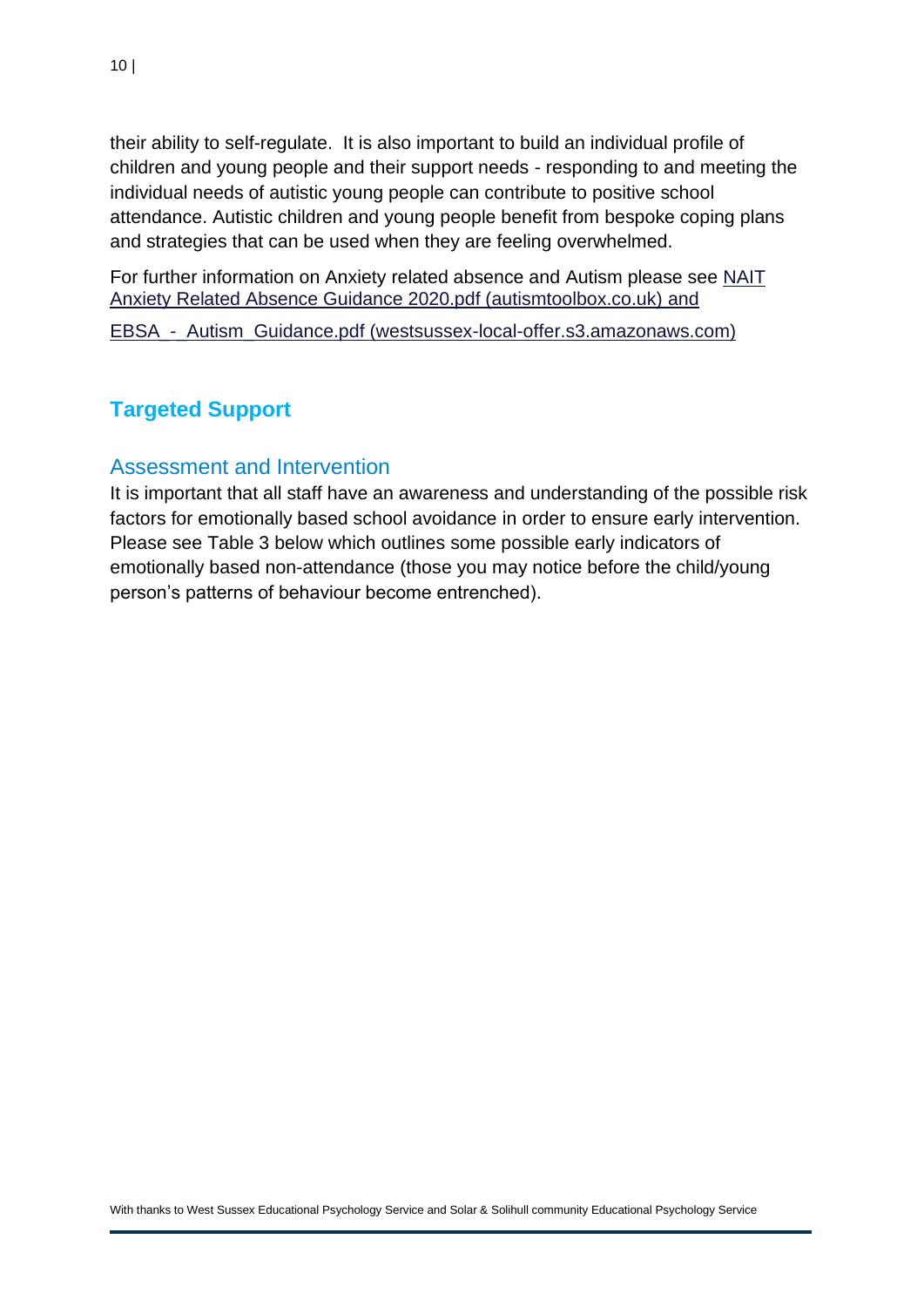their ability to self-regulate. It is also important to build an individual profile of children and young people and their support needs - responding to and meeting the individual needs of autistic young people can contribute to positive school attendance. Autistic children and young people benefit from bespoke coping plans and strategies that can be used when they are feeling overwhelmed.

For further information on Anxiety related absence and Autism please see NAIT Anxiety Related Absence Guidance 2020.pdf (autismtoolbox.co.uk) and

EBSA_-_Autism_Guidance.pdf (westsussex-local-offer.s3.amazonaws.com)

## Targeted Support

### Assessment and Intervention

It is important that all staff have an awareness and understanding of the possible risk factors for emotionally based school avoidance in order to ensure early intervention. Please see Table 3 below which outlines some possible early indicators of emotionally based non-attendance (those you may notice before the child/young person's patterns of behaviour become entrenched).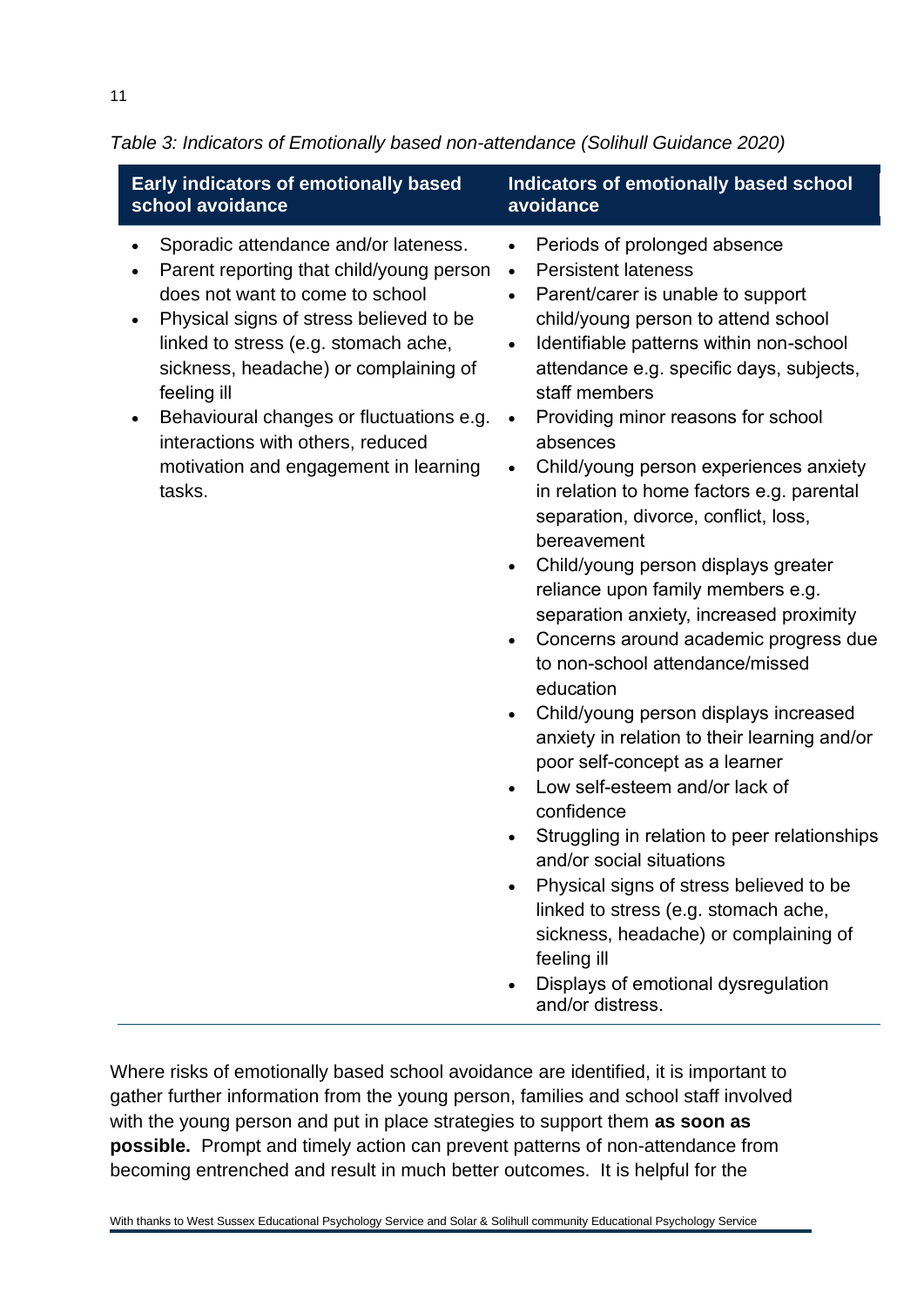*Table 3: Indicators of Emotionally based non-attendance (Solihull Guidance 2020)*

| Early indicators of emotionally based school avoidance | Indicators of emotionally based school avoidance |
|---|---|
| • Sporadic attendance and/or lateness.<br>• Parent reporting that child/young person does not want to come to school<br>• Physical signs of stress believed to be linked to stress (e.g. stomach ache, sickness, headache) or complaining of feeling ill<br>• Behavioural changes or fluctuations e.g. interactions with others, reduced motivation and engagement in learning tasks. | • Periods of prolonged absence<br>• Persistent lateness<br>• Parent/carer is unable to support child/young person to attend school<br>• Identifiable patterns within non-school attendance e.g. specific days, subjects, staff members<br>• Providing minor reasons for school absences<br>• Child/young person experiences anxiety in relation to home factors e.g. parental separation, divorce, conflict, loss, bereavement<br>• Child/young person displays greater reliance upon family members e.g. separation anxiety, increased proximity<br>• Concerns around academic progress due to non-school attendance/missed education<br>• Child/young person displays increased anxiety in relation to their learning and/or poor self-concept as a learner<br>• Low self-esteem and/or lack of confidence<br>• Struggling in relation to peer relationships and/or social situations<br>• Physical signs of stress believed to be linked to stress (e.g. stomach ache, sickness, headache) or complaining of feeling ill<br>• Displays of emotional dysregulation and/or distress. |

Where risks of emotionally based school avoidance are identified, it is important to gather further information from the young person, families and school staff involved with the young person and put in place strategies to support them **as soon as possible.** Prompt and timely action can prevent patterns of non-attendance from becoming entrenched and result in much better outcomes. It is helpful for the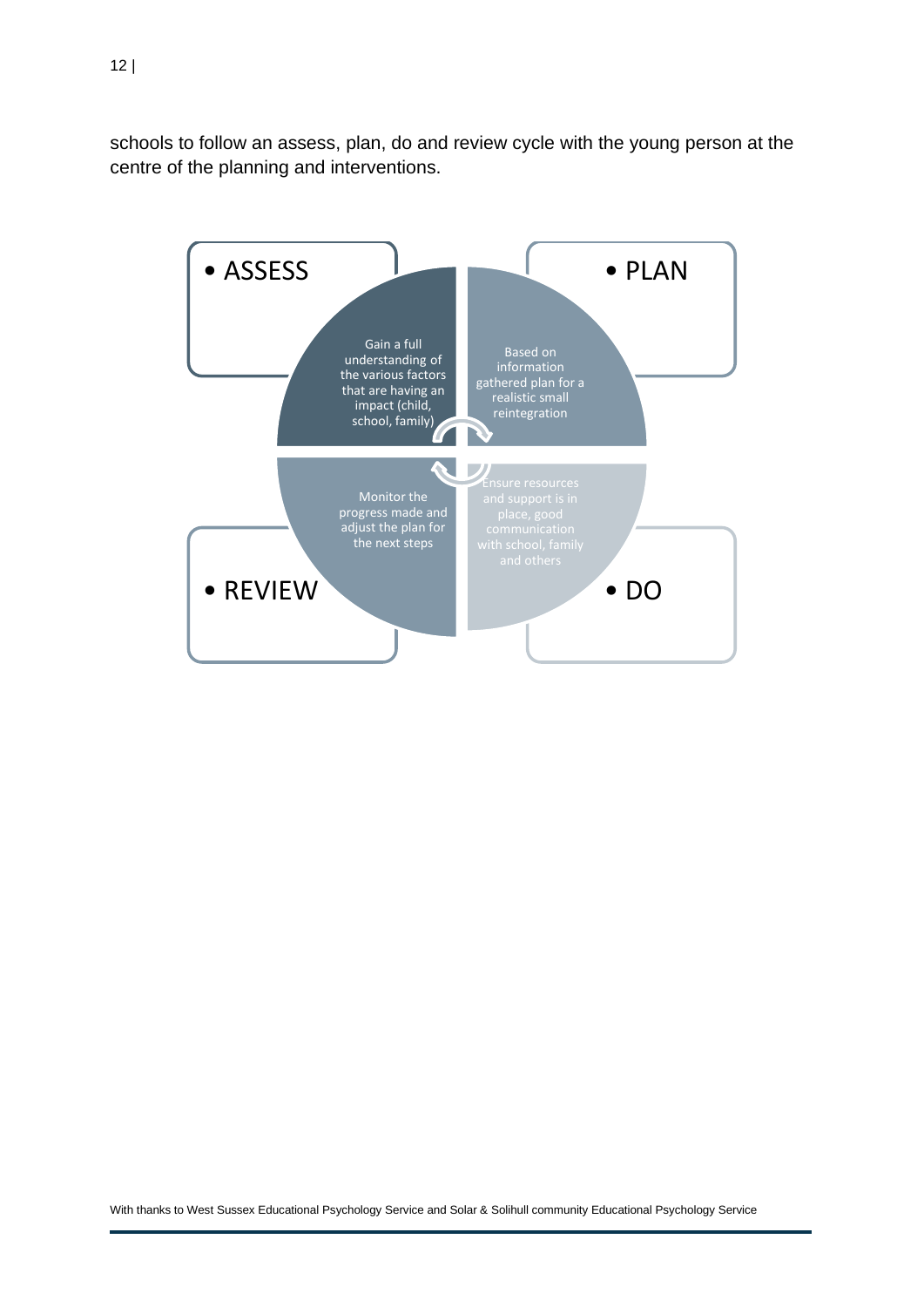schools to follow an assess, plan, do and review cycle with the young person at the centre of the planning and interventions.

- ASSESS

Gain a full understanding of the various factors that are having an impact (child, school, family)

- PLAN

Based on information gathered plan for a realistic small reintegration

- DO

Ensure resources and support is in place, good communication with school, family and others

- REVIEW

Monitor the progress made and adjust the plan for the next steps

With thanks to West Sussex Educational Psychology Service and Solar & Solihull community Educational Psychology Service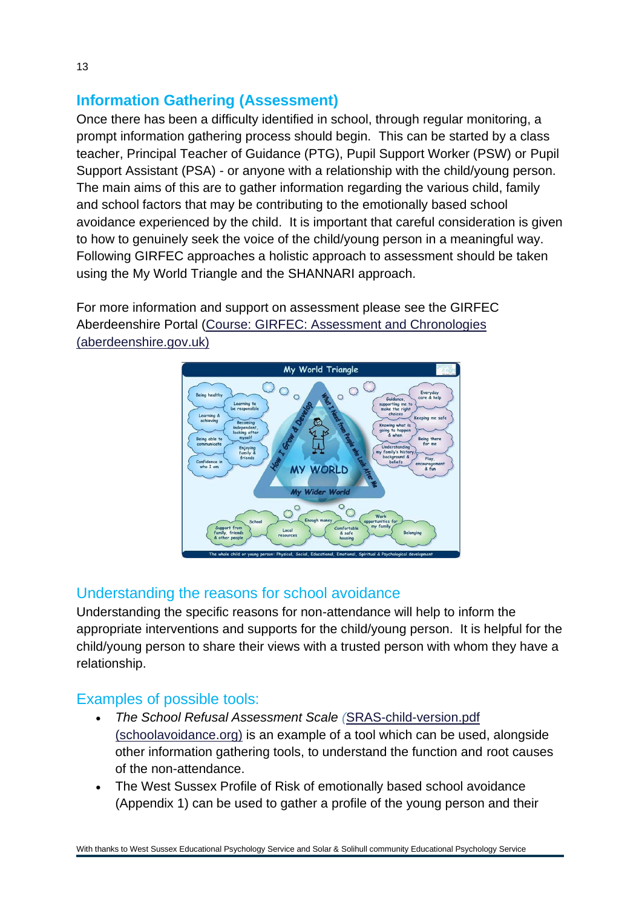## Information Gathering (Assessment)

Once there has been a difficulty identified in school, through regular monitoring, a prompt information gathering process should begin. This can be started by a class teacher, Principal Teacher of Guidance (PTG), Pupil Support Worker (PSW) or Pupil Support Assistant (PSA) - or anyone with a relationship with the child/young person. The main aims of this are to gather information regarding the various child, family and school factors that may be contributing to the emotionally based school avoidance experienced by the child. It is important that careful consideration is given to how to genuinely seek the voice of the child/young person in a meaningful way. Following GIRFEC approaches a holistic approach to assessment should be taken using the My World Triangle and the SHANNARI approach.

For more information and support on assessment please see the GIRFEC Aberdeenshire Portal (Course: GIRFEC: Assessment and Chronologies (aberdeenshire.gov.uk)

### Understanding the reasons for school avoidance

Understanding the specific reasons for non-attendance will help to inform the appropriate interventions and supports for the child/young person. It is helpful for the child/young person to share their views with a trusted person with whom they have a relationship.

### Examples of possible tools:

- *The School Refusal Assessment Scale* (SRAS-child-version.pdf (schoolavoidance.org)) is an example of a tool which can be used, alongside other information gathering tools, to understand the function and root causes of the non-attendance.
- The West Sussex Profile of Risk of emotionally based school avoidance (Appendix 1) can be used to gather a profile of the young person and their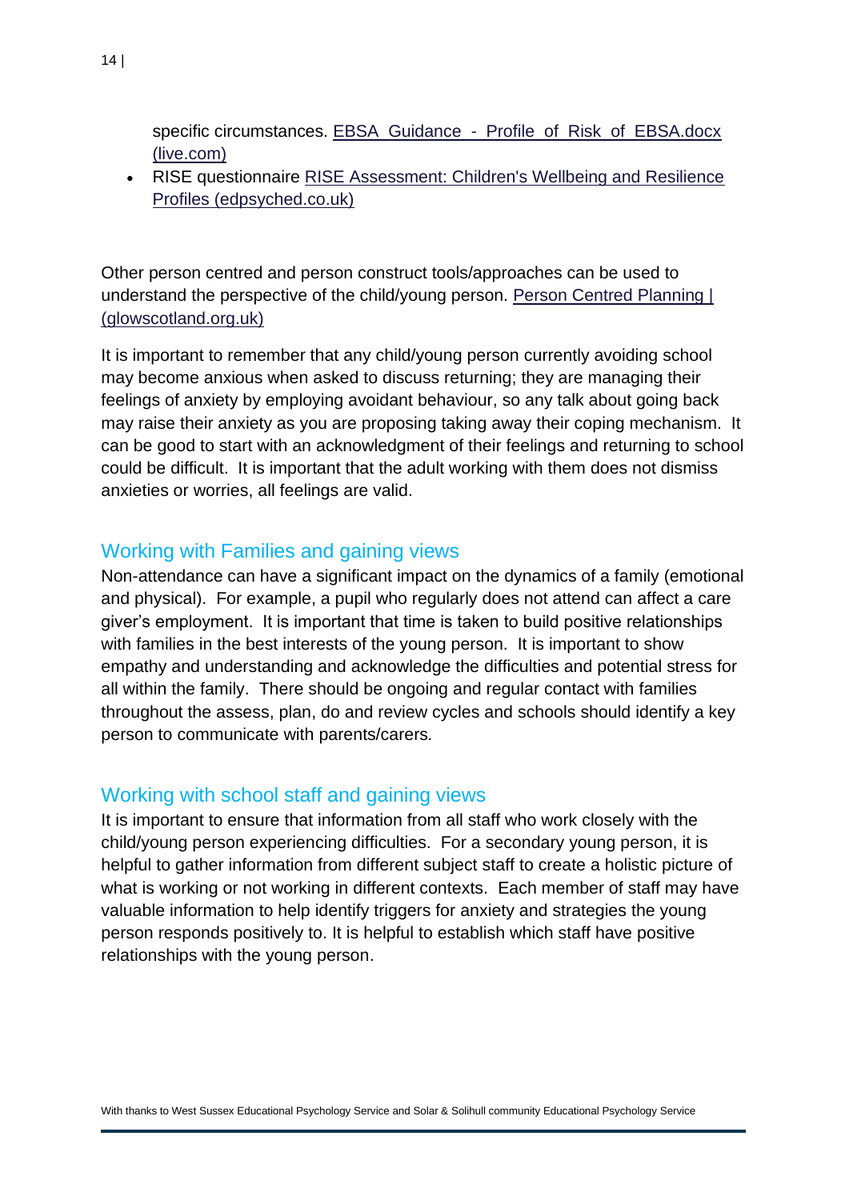specific circumstances. EBSA Guidance - Profile of Risk of EBSA.docx (live.com)

- RISE questionnaire RISE Assessment: Children's Wellbeing and Resilience Profiles (edpsyched.co.uk)

Other person centred and person construct tools/approaches can be used to understand the perspective of the child/young person. Person Centred Planning | (glowscotland.org.uk)

It is important to remember that any child/young person currently avoiding school may become anxious when asked to discuss returning; they are managing their feelings of anxiety by employing avoidant behaviour, so any talk about going back may raise their anxiety as you are proposing taking away their coping mechanism. It can be good to start with an acknowledgment of their feelings and returning to school could be difficult. It is important that the adult working with them does not dismiss anxieties or worries, all feelings are valid.

## Working with Families and gaining views

Non-attendance can have a significant impact on the dynamics of a family (emotional and physical). For example, a pupil who regularly does not attend can affect a care giver's employment. It is important that time is taken to build positive relationships with families in the best interests of the young person. It is important to show empathy and understanding and acknowledge the difficulties and potential stress for all within the family. There should be ongoing and regular contact with families throughout the assess, plan, do and review cycles and schools should identify a key person to communicate with parents/carers.

## Working with school staff and gaining views

It is important to ensure that information from all staff who work closely with the child/young person experiencing difficulties. For a secondary young person, it is helpful to gather information from different subject staff to create a holistic picture of what is working or not working in different contexts. Each member of staff may have valuable information to help identify triggers for anxiety and strategies the young person responds positively to. It is helpful to establish which staff have positive relationships with the young person.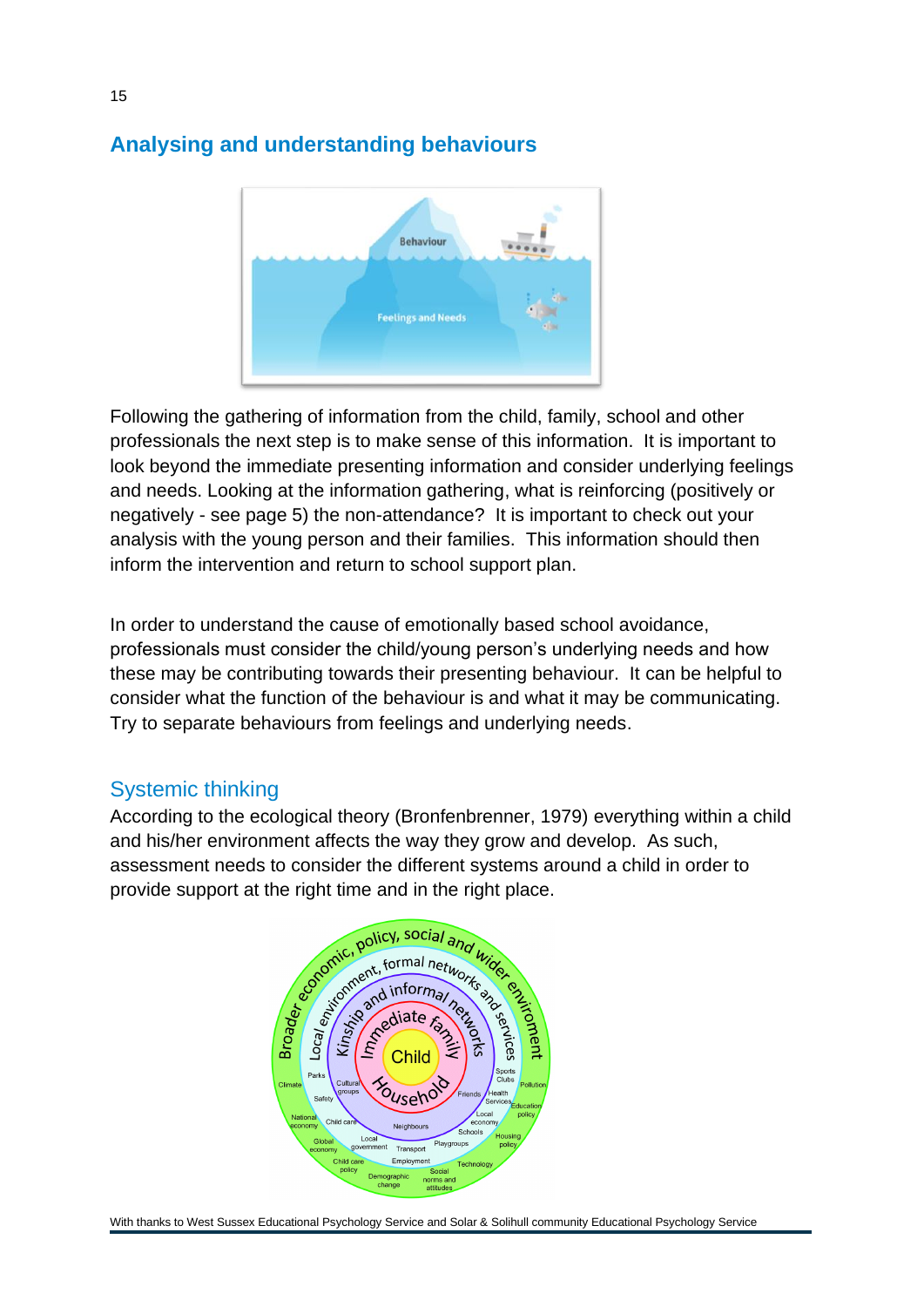## Analysing and understanding behaviours

Following the gathering of information from the child, family, school and other professionals the next step is to make sense of this information. It is important to look beyond the immediate presenting information and consider underlying feelings and needs. Looking at the information gathering, what is reinforcing (positively or negatively - see page 5) the non-attendance? It is important to check out your analysis with the young person and their families. This information should then inform the intervention and return to school support plan.

In order to understand the cause of emotionally based school avoidance, professionals must consider the child/young person's underlying needs and how these may be contributing towards their presenting behaviour. It can be helpful to consider what the function of the behaviour is and what it may be communicating. Try to separate behaviours from feelings and underlying needs.

### Systemic thinking

According to the ecological theory (Bronfenbrenner, 1979) everything within a child and his/her environment affects the way they grow and develop. As such, assessment needs to consider the different systems around a child in order to provide support at the right time and in the right place.

With thanks to West Sussex Educational Psychology Service and Solar & Solihull community Educational Psychology Service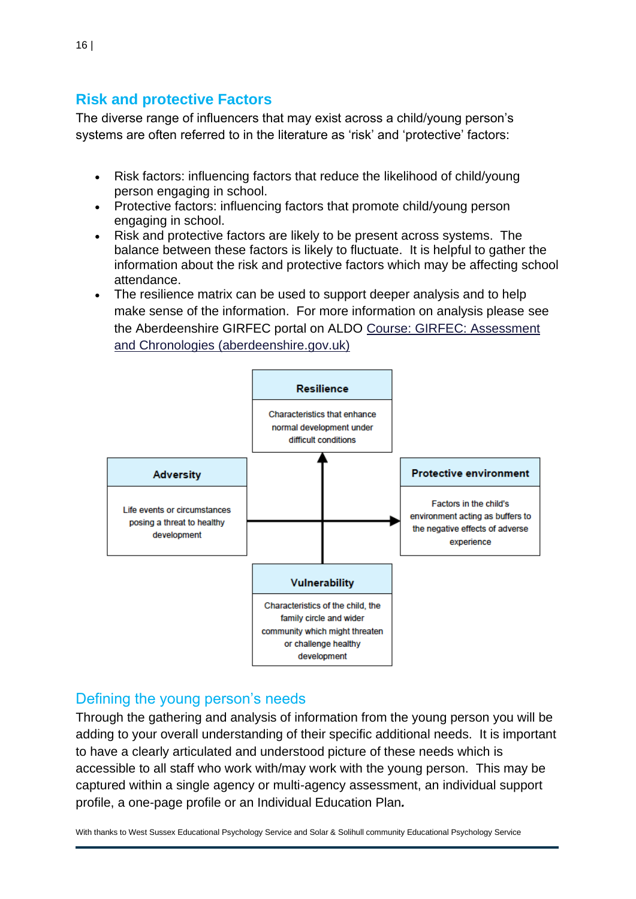## Risk and protective Factors

The diverse range of influencers that may exist across a child/young person's systems are often referred to in the literature as 'risk' and 'protective' factors:

- Risk factors: influencing factors that reduce the likelihood of child/young person engaging in school.
- Protective factors: influencing factors that promote child/young person engaging in school.
- Risk and protective factors are likely to be present across systems. The balance between these factors is likely to fluctuate. It is helpful to gather the information about the risk and protective factors which may be affecting school attendance.
- The resilience matrix can be used to support deeper analysis and to help make sense of the information. For more information on analysis please see the Aberdeenshire GIRFEC portal on ALDO [Course: GIRFEC: Assessment and Chronologies (aberdeenshire.gov.uk)]()

**Resilience**
Characteristics that enhance normal development under difficult conditions

**Adversity**
Life events or circumstances posing a threat to healthy development

**Protective environment**
Factors in the child's environment acting as buffers to the negative effects of adverse experience

**Vulnerability**
Characteristics of the child, the family circle and wider community which might threaten or challenge healthy development

### Defining the young person's needs

Through the gathering and analysis of information from the young person you will be adding to your overall understanding of their specific additional needs. It is important to have a clearly articulated and understood picture of these needs which is accessible to all staff who work with/may work with the young person. This may be captured within a single agency or multi-agency assessment, an individual support profile, a one-page profile or an Individual Education Plan*.*

With thanks to West Sussex Educational Psychology Service and Solar & Solihull community Educational Psychology Service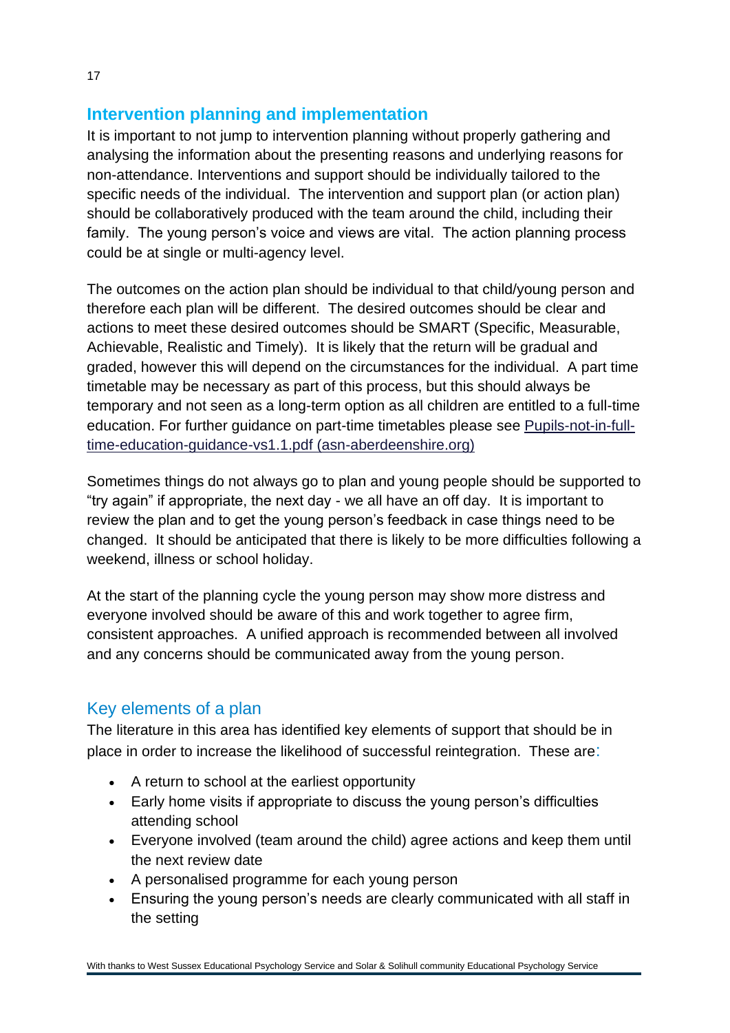## Intervention planning and implementation

It is important to not jump to intervention planning without properly gathering and analysing the information about the presenting reasons and underlying reasons for non-attendance. Interventions and support should be individually tailored to the specific needs of the individual. The intervention and support plan (or action plan) should be collaboratively produced with the team around the child, including their family. The young person's voice and views are vital. The action planning process could be at single or multi-agency level.

The outcomes on the action plan should be individual to that child/young person and therefore each plan will be different. The desired outcomes should be clear and actions to meet these desired outcomes should be SMART (Specific, Measurable, Achievable, Realistic and Timely). It is likely that the return will be gradual and graded, however this will depend on the circumstances for the individual. A part time timetable may be necessary as part of this process, but this should always be temporary and not seen as a long-term option as all children are entitled to a full-time education. For further guidance on part-time timetables please see [Pupils-not-in-full-time-education-guidance-vs1.1.pdf (asn-aberdeenshire.org)]

Sometimes things do not always go to plan and young people should be supported to "try again" if appropriate, the next day - we all have an off day. It is important to review the plan and to get the young person's feedback in case things need to be changed. It should be anticipated that there is likely to be more difficulties following a weekend, illness or school holiday.

At the start of the planning cycle the young person may show more distress and everyone involved should be aware of this and work together to agree firm, consistent approaches. A unified approach is recommended between all involved and any concerns should be communicated away from the young person.

### Key elements of a plan

The literature in this area has identified key elements of support that should be in place in order to increase the likelihood of successful reintegration. These are:

- A return to school at the earliest opportunity
- Early home visits if appropriate to discuss the young person's difficulties attending school
- Everyone involved (team around the child) agree actions and keep them until the next review date
- A personalised programme for each young person
- Ensuring the young person's needs are clearly communicated with all staff in the setting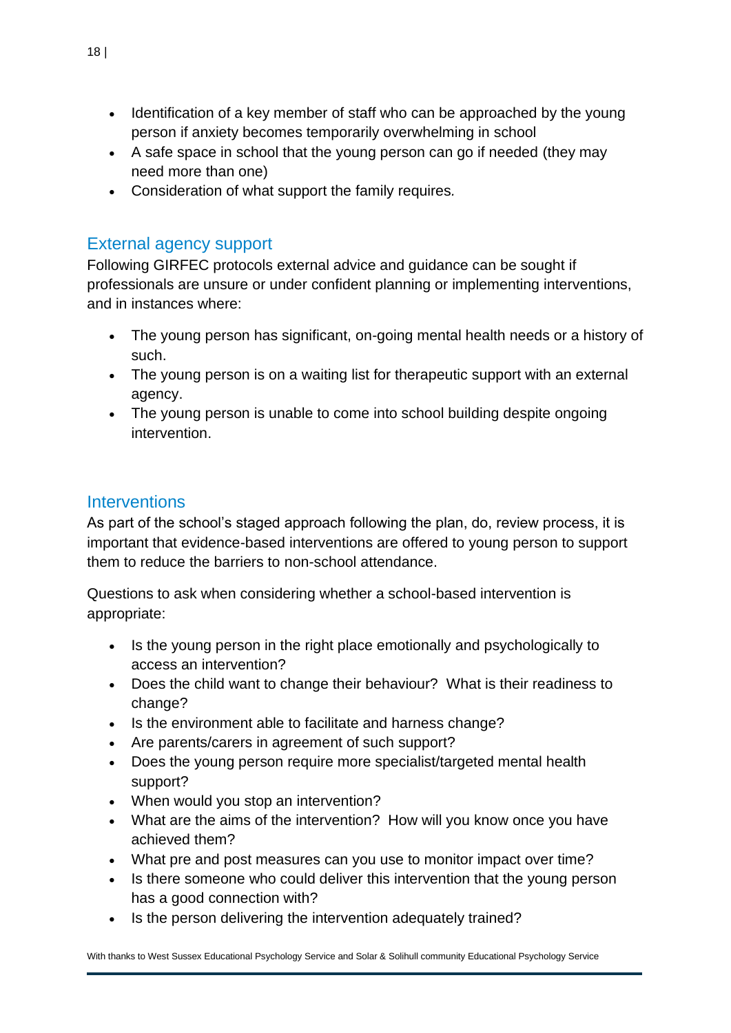- Identification of a key member of staff who can be approached by the young person if anxiety becomes temporarily overwhelming in school
- A safe space in school that the young person can go if needed (they may need more than one)
- Consideration of what support the family requires.

## External agency support

Following GIRFEC protocols external advice and guidance can be sought if professionals are unsure or under confident planning or implementing interventions, and in instances where:

- The young person has significant, on-going mental health needs or a history of such.
- The young person is on a waiting list for therapeutic support with an external agency.
- The young person is unable to come into school building despite ongoing intervention.

## Interventions

As part of the school's staged approach following the plan, do, review process, it is important that evidence-based interventions are offered to young person to support them to reduce the barriers to non-school attendance.

Questions to ask when considering whether a school-based intervention is appropriate:

- Is the young person in the right place emotionally and psychologically to access an intervention?
- Does the child want to change their behaviour? What is their readiness to change?
- Is the environment able to facilitate and harness change?
- Are parents/carers in agreement of such support?
- Does the young person require more specialist/targeted mental health support?
- When would you stop an intervention?
- What are the aims of the intervention? How will you know once you have achieved them?
- What pre and post measures can you use to monitor impact over time?
- Is there someone who could deliver this intervention that the young person has a good connection with?
- Is the person delivering the intervention adequately trained?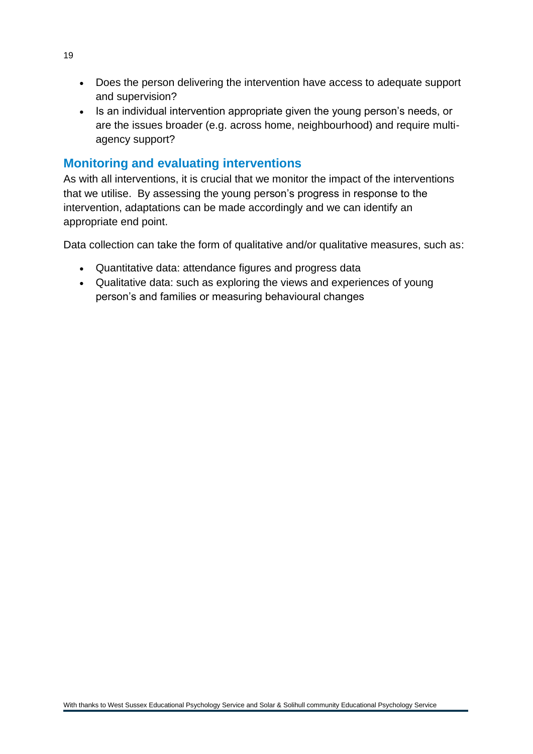- Does the person delivering the intervention have access to adequate support and supervision?
- Is an individual intervention appropriate given the young person's needs, or are the issues broader (e.g. across home, neighbourhood) and require multi-agency support?

## Monitoring and evaluating interventions

As with all interventions, it is crucial that we monitor the impact of the interventions that we utilise.  By assessing the young person's progress in response to the intervention, adaptations can be made accordingly and we can identify an appropriate end point.

Data collection can take the form of qualitative and/or qualitative measures, such as:

- Quantitative data: attendance figures and progress data
- Qualitative data: such as exploring the views and experiences of young person's and families or measuring behavioural changes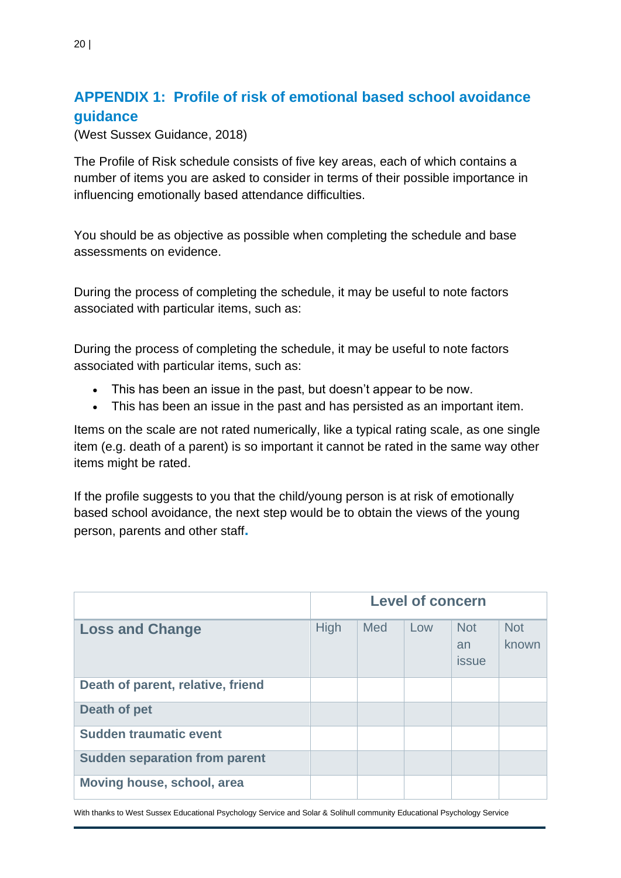## APPENDIX 1: Profile of risk of emotional based school avoidance guidance

(West Sussex Guidance, 2018)

The Profile of Risk schedule consists of five key areas, each of which contains a number of items you are asked to consider in terms of their possible importance in influencing emotionally based attendance difficulties.

You should be as objective as possible when completing the schedule and base assessments on evidence.

During the process of completing the schedule, it may be useful to note factors associated with particular items, such as:

During the process of completing the schedule, it may be useful to note factors associated with particular items, such as:

- This has been an issue in the past, but doesn't appear to be now.
- This has been an issue in the past and has persisted as an important item.

Items on the scale are not rated numerically, like a typical rating scale, as one single item (e.g. death of a parent) is so important it cannot be rated in the same way other items might be rated.

If the profile suggests to you that the child/young person is at risk of emotionally based school avoidance, the next step would be to obtain the views of the young person, parents and other staff.

| | Level of concern | | | | |
|---|---|---|---|---|---|
| **Loss and Change** | High | Med | Low | Not an issue | Not known |
| **Death of parent, relative, friend** | | | | | |
| **Death of pet** | | | | | |
| **Sudden traumatic event** | | | | | |
| **Sudden separation from parent** | | | | | |
| **Moving house, school, area** | | | | | |

With thanks to West Sussex Educational Psychology Service and Solar & Solihull community Educational Psychology Service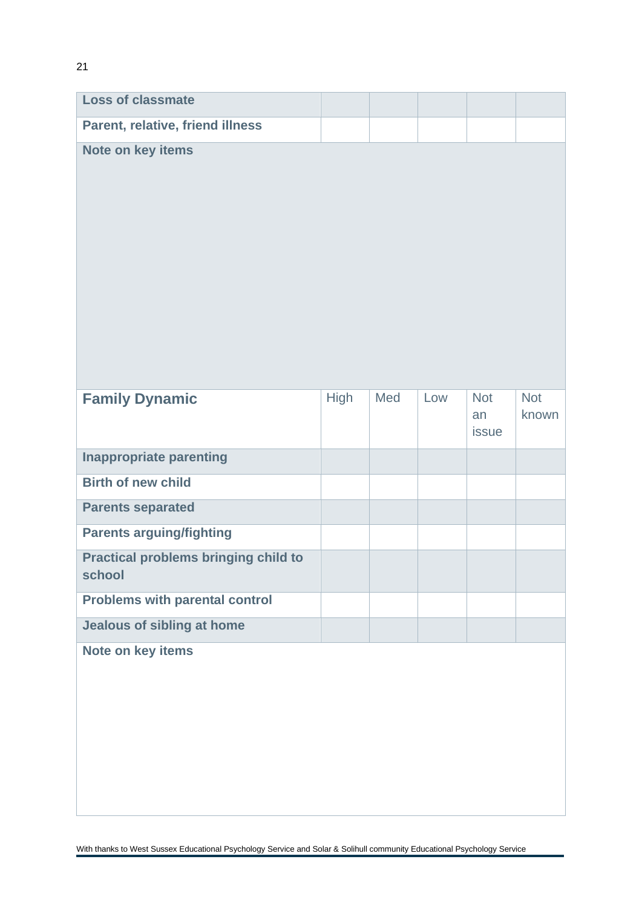| | | | | | |
|---|---|---|---|---|---|
| **Loss of classmate** | | | | | |
| **Parent, relative, friend illness** | | | | | |

**Note on key items**

| **Family Dynamic** | High | Med | Low | Not an issue | Not known |
|---|---|---|---|---|---|
| **Inappropriate parenting** | | | | | |
| **Birth of new child** | | | | | |
| **Parents separated** | | | | | |
| **Parents arguing/fighting** | | | | | |
| **Practical problems bringing child to school** | | | | | |
| **Problems with parental control** | | | | | |
| **Jealous of sibling at home** | | | | | |

**Note on key items**

With thanks to West Sussex Educational Psychology Service and Solar & Solihull community Educational Psychology Service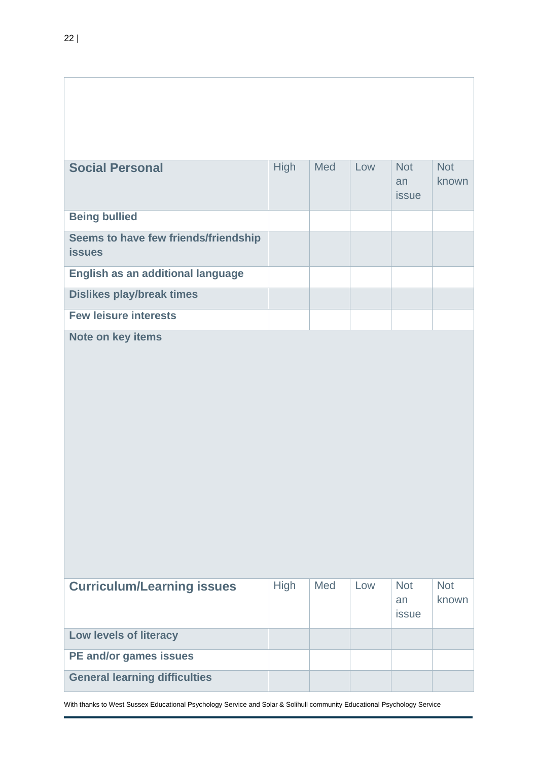| Social Personal | High | Med | Low | Not an issue | Not known |
|---|---|---|---|---|---|
| **Being bullied** | | | | | |
| **Seems to have few friends/friendship issues** | | | | | |
| **English as an additional language** | | | | | |
| **Dislikes play/break times** | | | | | |
| **Few leisure interests** | | | | | |
| **Note on key items** | | | | | |

| Curriculum/Learning issues | High | Med | Low | Not an issue | Not known |
|---|---|---|---|---|---|
| **Low levels of literacy** | | | | | |
| **PE and/or games issues** | | | | | |
| **General learning difficulties** | | | | | |

With thanks to West Sussex Educational Psychology Service and Solar & Solihull community Educational Psychology Service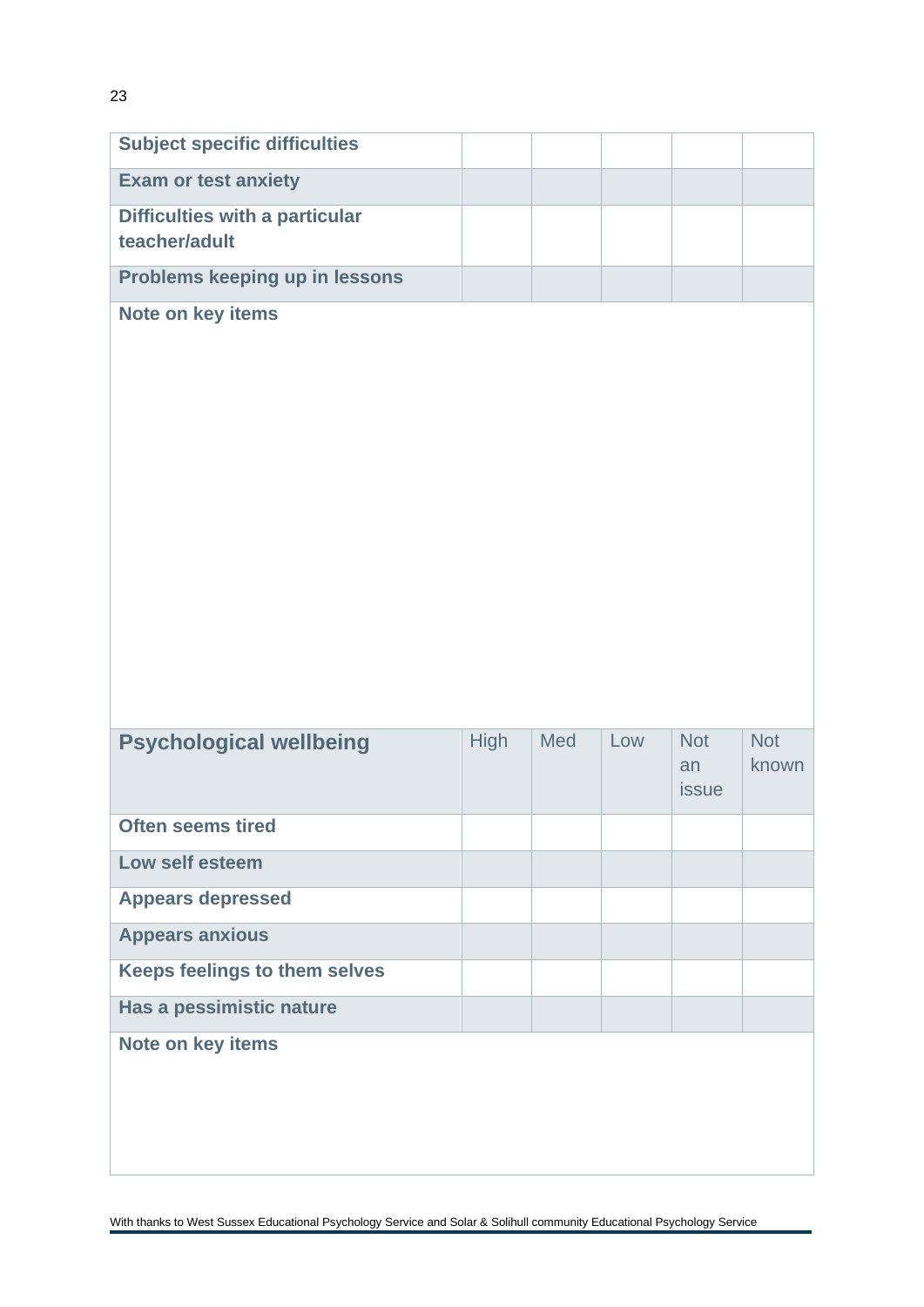| | | | | | |
|---|---|---|---|---|---|
| **Subject specific difficulties** | | | | | |
| **Exam or test anxiety** | | | | | |
| **Difficulties with a particular teacher/adult** | | | | | |
| **Problems keeping up in lessons** | | | | | |

**Note on key items**

| **Psychological wellbeing** | High | Med | Low | Not an issue | Not known |
|---|---|---|---|---|---|
| **Often seems tired** | | | | | |
| **Low self esteem** | | | | | |
| **Appears depressed** | | | | | |
| **Appears anxious** | | | | | |
| **Keeps feelings to them selves** | | | | | |
| **Has a pessimistic nature** | | | | | |

**Note on key items**

With thanks to West Sussex Educational Psychology Service and Solar & Solihull community Educational Psychology Service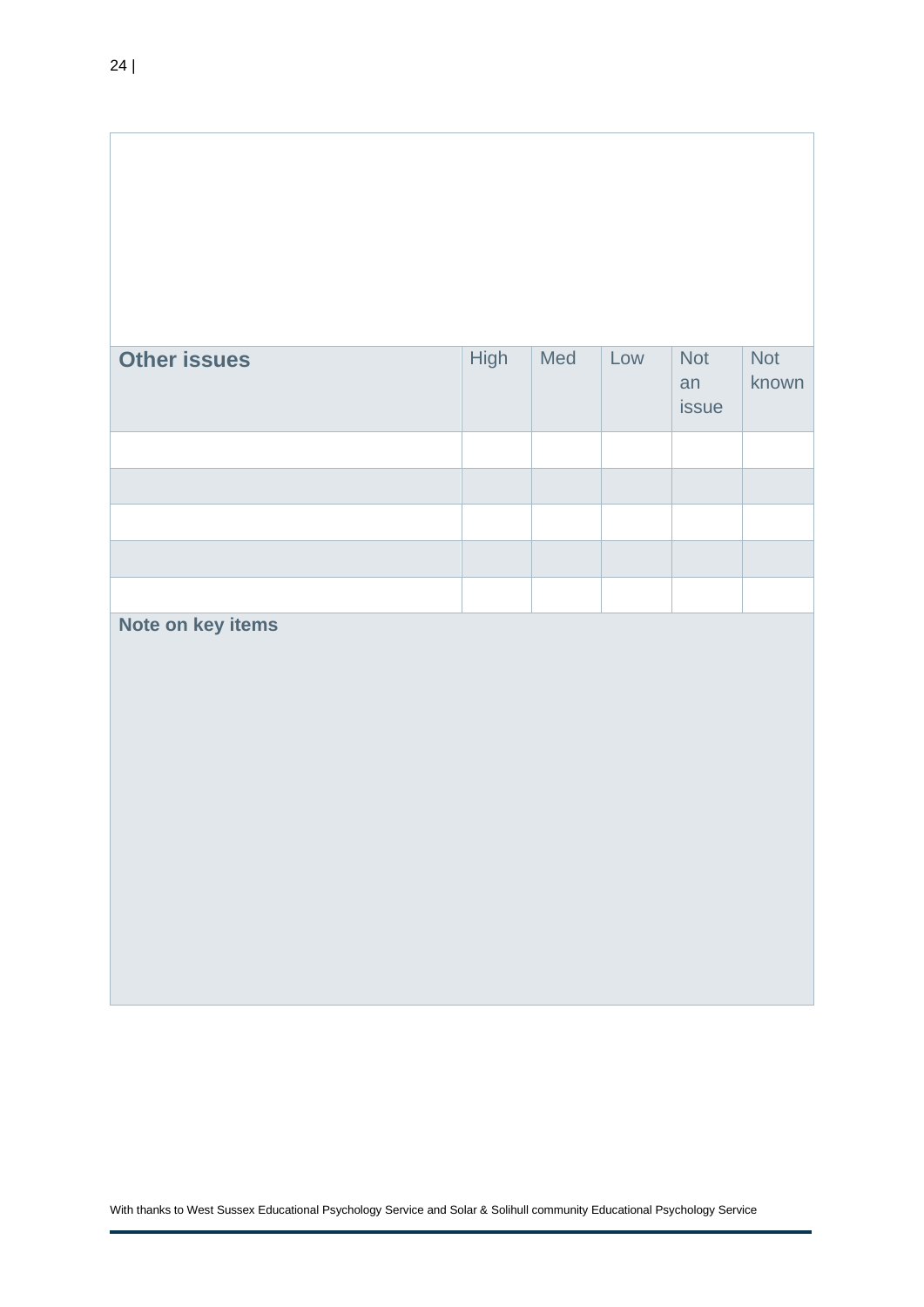| Other issues | High | Med | Low | Not an issue | Not known |
| --- | --- | --- | --- | --- | --- |
| | | | | | |
| | | | | | |
| | | | | | |
| | | | | | |
| | | | | | |

**Note on key items**

With thanks to West Sussex Educational Psychology Service and Solar & Solihull community Educational Psychology Service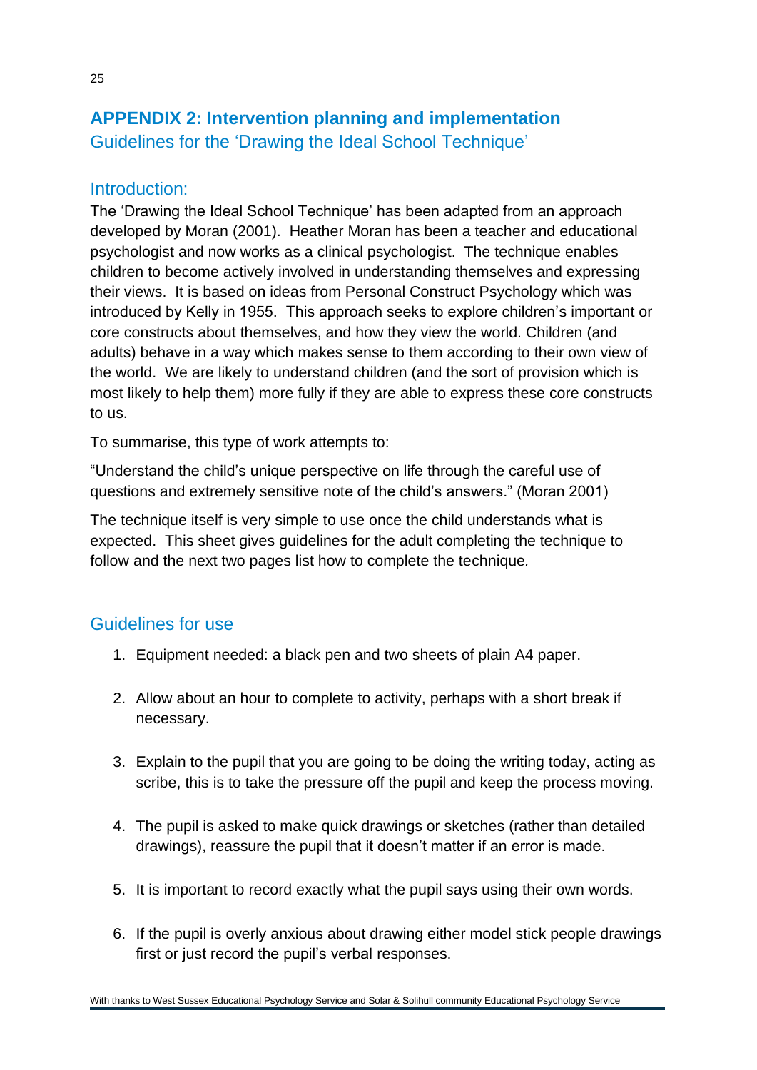## APPENDIX 2: Intervention planning and implementation

### Guidelines for the 'Drawing the Ideal School Technique'

### Introduction:

The 'Drawing the Ideal School Technique' has been adapted from an approach developed by Moran (2001). Heather Moran has been a teacher and educational psychologist and now works as a clinical psychologist. The technique enables children to become actively involved in understanding themselves and expressing their views. It is based on ideas from Personal Construct Psychology which was introduced by Kelly in 1955. This approach seeks to explore children's important or core constructs about themselves, and how they view the world. Children (and adults) behave in a way which makes sense to them according to their own view of the world. We are likely to understand children (and the sort of provision which is most likely to help them) more fully if they are able to express these core constructs to us.

To summarise, this type of work attempts to:

"Understand the child's unique perspective on life through the careful use of questions and extremely sensitive note of the child's answers." (Moran 2001)

The technique itself is very simple to use once the child understands what is expected. This sheet gives guidelines for the adult completing the technique to follow and the next two pages list how to complete the technique.

### Guidelines for use

1. Equipment needed: a black pen and two sheets of plain A4 paper.
2. Allow about an hour to complete to activity, perhaps with a short break if necessary.
3. Explain to the pupil that you are going to be doing the writing today, acting as scribe, this is to take the pressure off the pupil and keep the process moving.
4. The pupil is asked to make quick drawings or sketches (rather than detailed drawings), reassure the pupil that it doesn't matter if an error is made.
5. It is important to record exactly what the pupil says using their own words.
6. If the pupil is overly anxious about drawing either model stick people drawings first or just record the pupil's verbal responses.

With thanks to West Sussex Educational Psychology Service and Solar & Solihull community Educational Psychology Service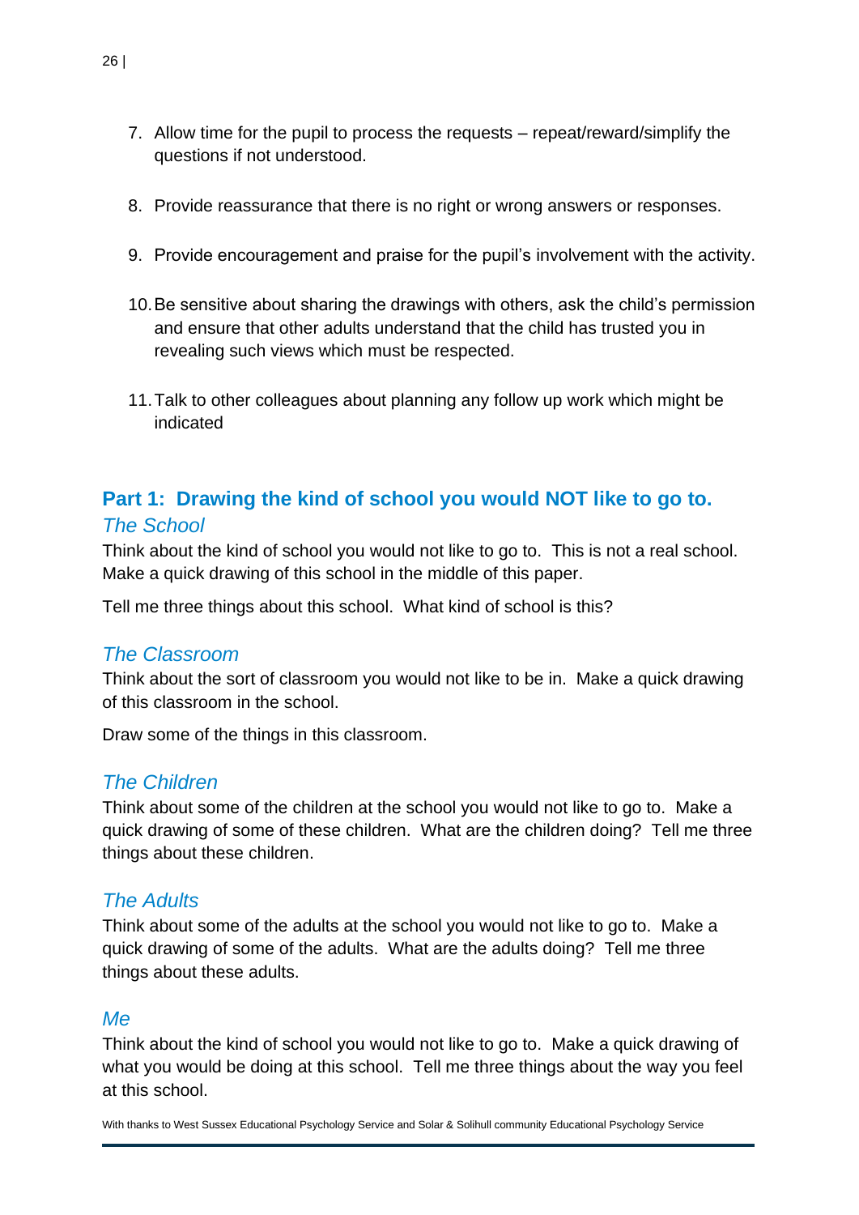7. Allow time for the pupil to process the requests – repeat/reward/simplify the questions if not understood.

8. Provide reassurance that there is no right or wrong answers or responses.

9. Provide encouragement and praise for the pupil's involvement with the activity.

10. Be sensitive about sharing the drawings with others, ask the child's permission and ensure that other adults understand that the child has trusted you in revealing such views which must be respected.

11. Talk to other colleagues about planning any follow up work which might be indicated

## Part 1: Drawing the kind of school you would NOT like to go to.

### *The School*

Think about the kind of school you would not like to go to. This is not a real school. Make a quick drawing of this school in the middle of this paper.

Tell me three things about this school. What kind of school is this?

### *The Classroom*

Think about the sort of classroom you would not like to be in. Make a quick drawing of this classroom in the school.

Draw some of the things in this classroom.

### *The Children*

Think about some of the children at the school you would not like to go to. Make a quick drawing of some of these children. What are the children doing? Tell me three things about these children.

### *The Adults*

Think about some of the adults at the school you would not like to go to. Make a quick drawing of some of the adults. What are the adults doing? Tell me three things about these adults.

### *Me*

Think about the kind of school you would not like to go to. Make a quick drawing of what you would be doing at this school. Tell me three things about the way you feel at this school.

With thanks to West Sussex Educational Psychology Service and Solar & Solihull community Educational Psychology Service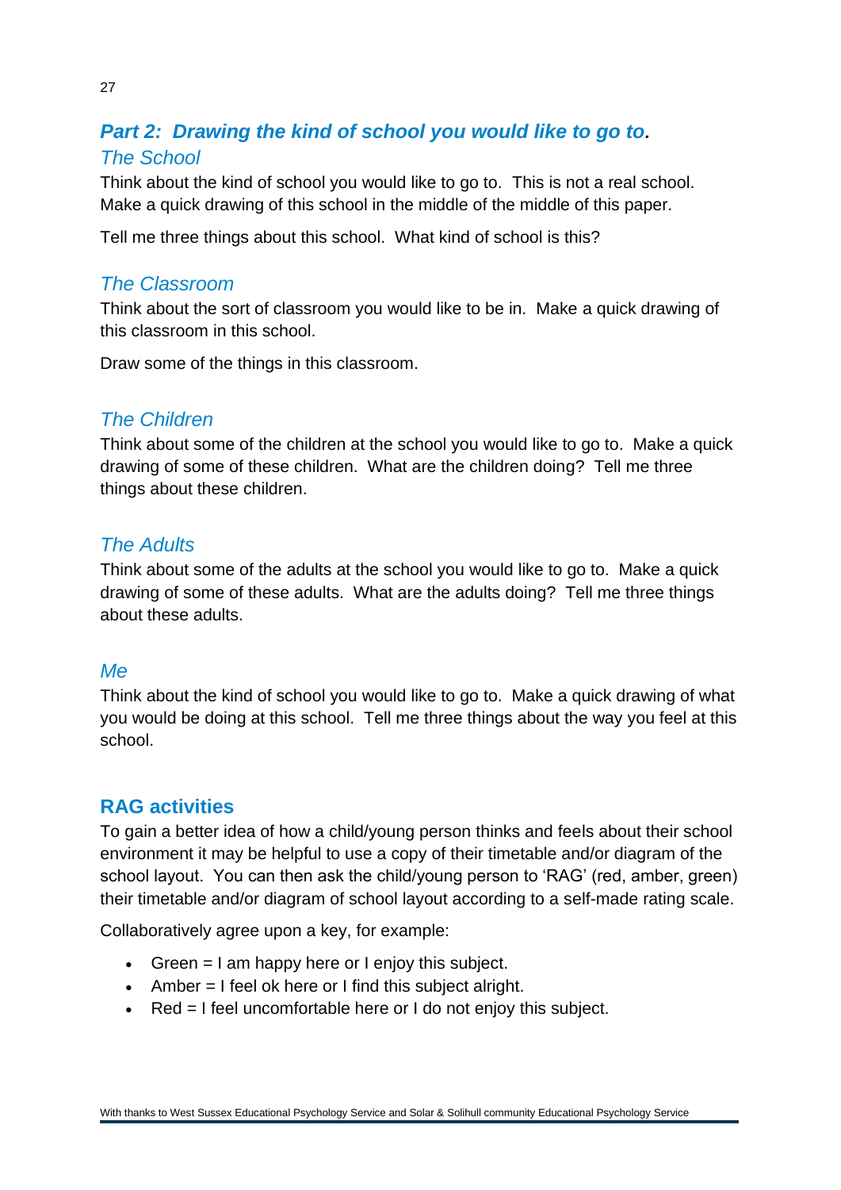## ***Part 2: Drawing the kind of school you would like to go to.***

### *The School*

Think about the kind of school you would like to go to. This is not a real school. Make a quick drawing of this school in the middle of the middle of this paper.

Tell me three things about this school. What kind of school is this?

### *The Classroom*

Think about the sort of classroom you would like to be in. Make a quick drawing of this classroom in this school.

Draw some of the things in this classroom.

### *The Children*

Think about some of the children at the school you would like to go to. Make a quick drawing of some of these children. What are the children doing? Tell me three things about these children.

### *The Adults*

Think about some of the adults at the school you would like to go to. Make a quick drawing of some of these adults. What are the adults doing? Tell me three things about these adults.

### *Me*

Think about the kind of school you would like to go to. Make a quick drawing of what you would be doing at this school. Tell me three things about the way you feel at this school.

## **RAG activities**

To gain a better idea of how a child/young person thinks and feels about their school environment it may be helpful to use a copy of their timetable and/or diagram of the school layout. You can then ask the child/young person to 'RAG' (red, amber, green) their timetable and/or diagram of school layout according to a self-made rating scale.

Collaboratively agree upon a key, for example:

- Green = I am happy here or I enjoy this subject.
- Amber = I feel ok here or I find this subject alright.
- Red = I feel uncomfortable here or I do not enjoy this subject.

With thanks to West Sussex Educational Psychology Service and Solar & Solihull community Educational Psychology Service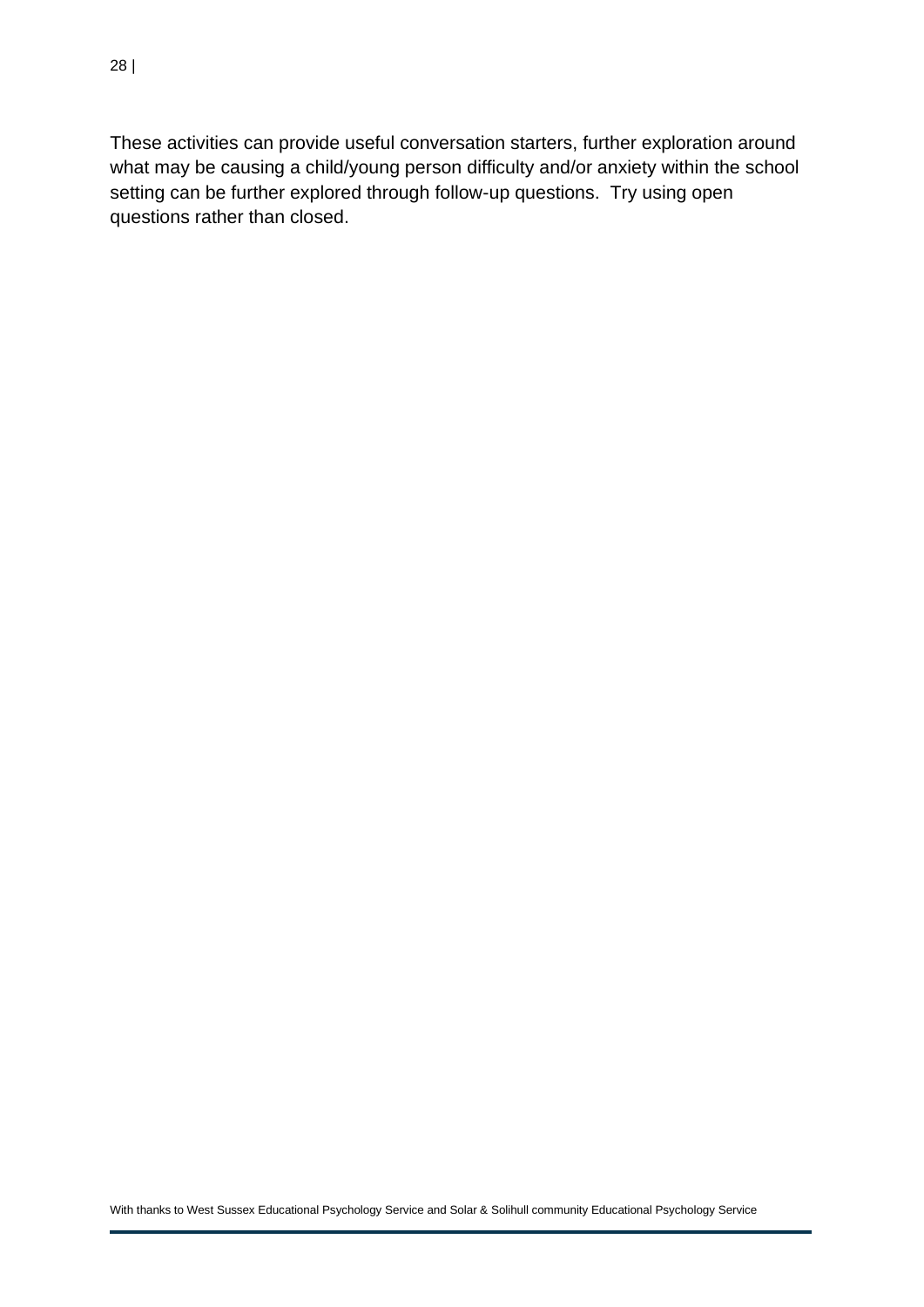These activities can provide useful conversation starters, further exploration around what may be causing a child/young person difficulty and/or anxiety within the school setting can be further explored through follow-up questions.  Try using open questions rather than closed.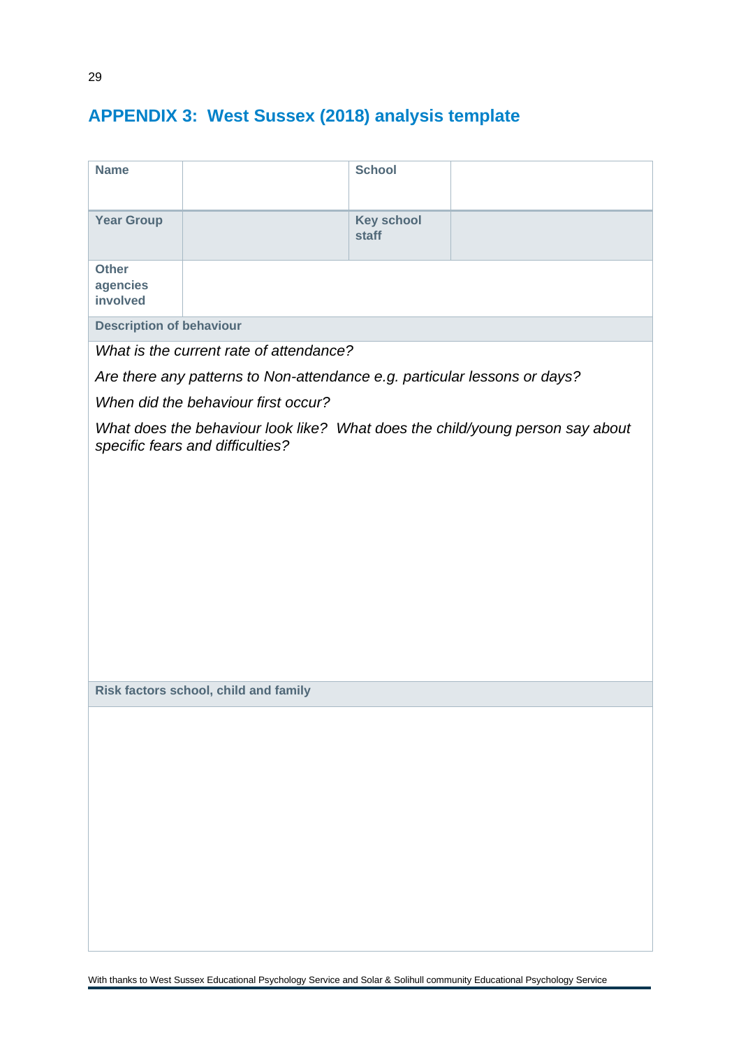## APPENDIX 3: West Sussex (2018) analysis template

| **Name** | | **School** | |
|---|---|---|---|
| **Year Group** | | **Key school staff** | |
| **Other agencies involved** | | | |

**Description of behaviour**

*What is the current rate of attendance?*

*Are there any patterns to Non-attendance e.g. particular lessons or days?*

*When did the behaviour first occur?*

*What does the behaviour look like? What does the child/young person say about specific fears and difficulties?*

**Risk factors school, child and family**

With thanks to West Sussex Educational Psychology Service and Solar & Solihull community Educational Psychology Service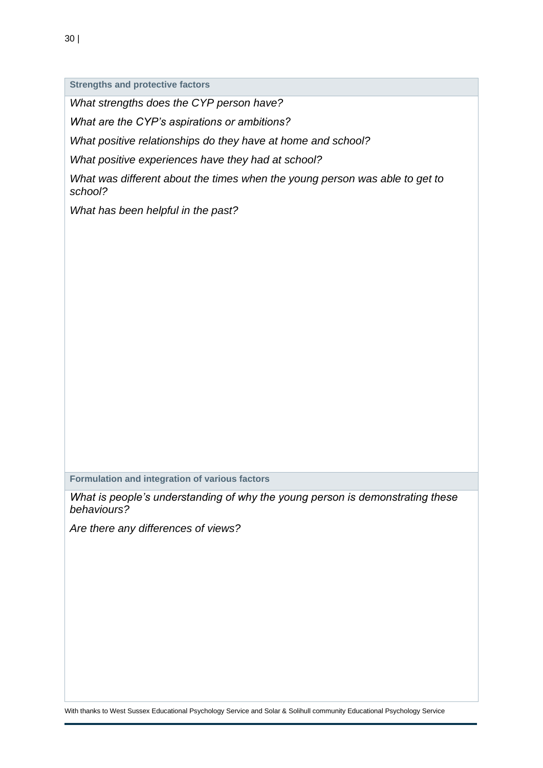| Strengths and protective factors |
| --- |
| *What strengths does the CYP person have?*<br><br>*What are the CYP's aspirations or ambitions?*<br><br>*What positive relationships do they have at home and school?*<br><br>*What positive experiences have they had at school?*<br><br>*What was different about the times when the young person was able to get to school?*<br><br>*What has been helpful in the past?* |

| Formulation and integration of various factors |
| --- |
| *What is people's understanding of why the young person is demonstrating these behaviours?*<br><br>*Are there any differences of views?* |

With thanks to West Sussex Educational Psychology Service and Solar & Solihull community Educational Psychology Service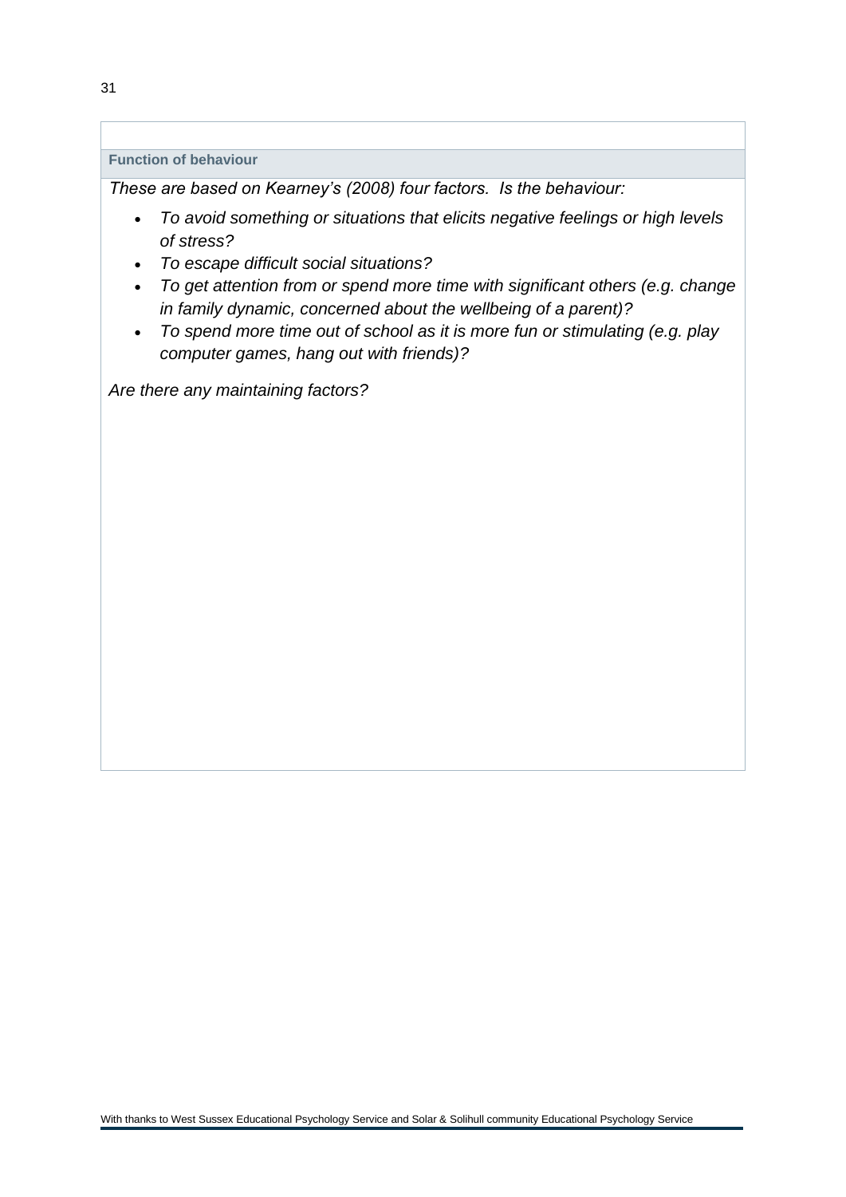**Function of behaviour**

*These are based on Kearney's (2008) four factors. Is the behaviour:*

- *To avoid something or situations that elicits negative feelings or high levels of stress?*
- *To escape difficult social situations?*
- *To get attention from or spend more time with significant others (e.g. change in family dynamic, concerned about the wellbeing of a parent)?*
- *To spend more time out of school as it is more fun or stimulating (e.g. play computer games, hang out with friends)?*

*Are there any maintaining factors?*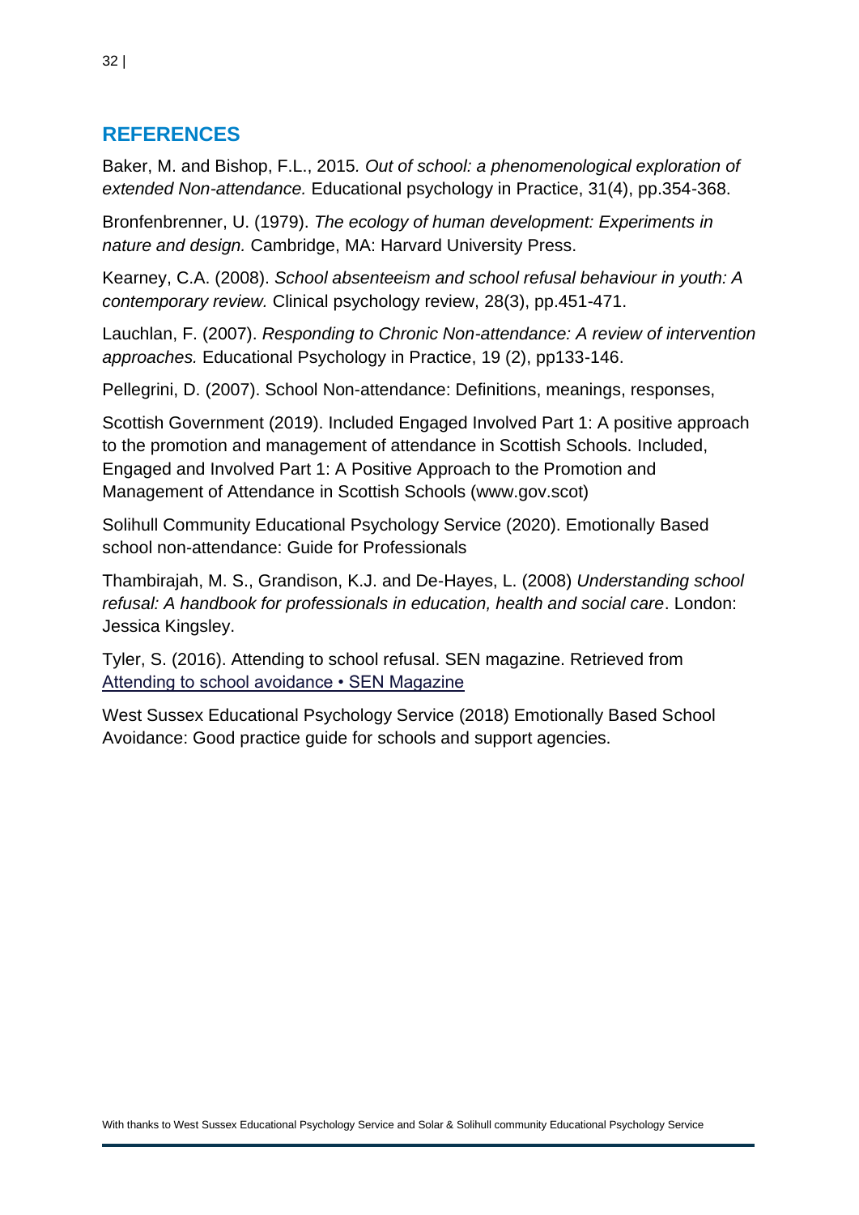## REFERENCES

Baker, M. and Bishop, F.L., 2015. *Out of school: a phenomenological exploration of extended Non-attendance.* Educational psychology in Practice, 31(4), pp.354-368.

Bronfenbrenner, U. (1979). *The ecology of human development: Experiments in nature and design.* Cambridge, MA: Harvard University Press.

Kearney, C.A. (2008). *School absenteeism and school refusal behaviour in youth: A contemporary review.* Clinical psychology review, 28(3), pp.451-471.

Lauchlan, F. (2007). *Responding to Chronic Non-attendance: A review of intervention approaches.* Educational Psychology in Practice, 19 (2), pp133-146.

Pellegrini, D. (2007). School Non-attendance: Definitions, meanings, responses,

Scottish Government (2019). Included Engaged Involved Part 1: A positive approach to the promotion and management of attendance in Scottish Schools. Included, Engaged and Involved Part 1: A Positive Approach to the Promotion and Management of Attendance in Scottish Schools (www.gov.scot)

Solihull Community Educational Psychology Service (2020). Emotionally Based school non-attendance: Guide for Professionals

Thambirajah, M. S., Grandison, K.J. and De-Hayes, L. (2008) *Understanding school refusal: A handbook for professionals in education, health and social care*. London: Jessica Kingsley.

Tyler, S. (2016). Attending to school refusal. SEN magazine. Retrieved from Attending to school avoidance • SEN Magazine

West Sussex Educational Psychology Service (2018) Emotionally Based School Avoidance: Good practice guide for schools and support agencies.

With thanks to West Sussex Educational Psychology Service and Solar & Solihull community Educational Psychology Service